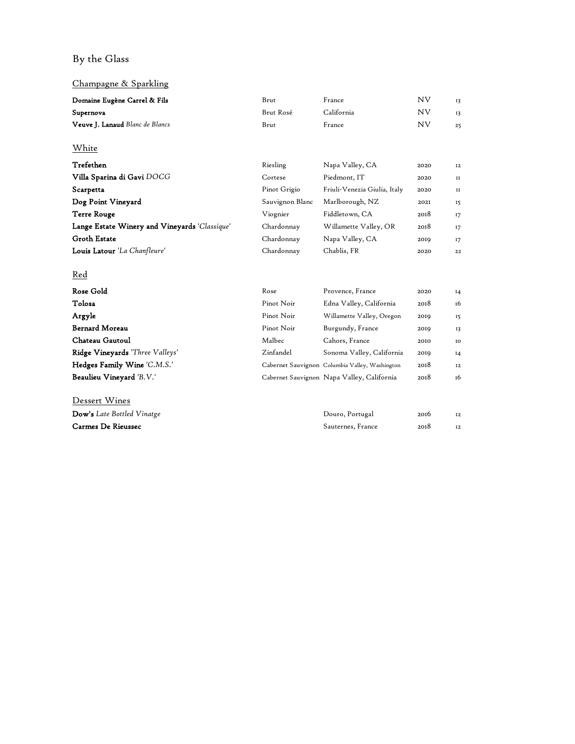# By the Glass

## Champagne & Sparkling

| | | | | |
|---|---|---|---|---|
| **Domaine Eugène Carrel & Fils** | Brut | France | NV | 13 |
| **Supernova** | Brut Rosé | California | NV | 13 |
| **Veuve J. Lanaud** *Blanc de Blancs* | Brut | France | NV | 25 |

## White

| | | | | |
|---|---|---|---|---|
| **Trefethen** | Riesling | Napa Valley, CA | 2020 | 12 |
| **Villa Sparina di Gavi** *DOCG* | Cortese | Piedmont, IT | 2020 | 11 |
| **Scarpetta** | Pinot Grigio | Friuli-Venezia Giulia, Italy | 2020 | 11 |
| **Dog Point Vineyard** | Sauvignon Blanc | Marlborough, NZ | 2021 | 15 |
| **Terre Rouge** | Viognier | Fiddletown, CA | 2018 | 17 |
| **Lange Estate Winery and Vineyards** *'Classique'* | Chardonnay | Willamette Valley, OR | 2018 | 17 |
| **Groth Estate** | Chardonnay | Napa Valley, CA | 2019 | 17 |
| **Louis Latour** *'La Chanfleure'* | Chardonnay | Chablis, FR | 2020 | 22 |

## Red

| | | | | |
|---|---|---|---|---|
| **Rose Gold** | Rose | Provence, France | 2020 | 14 |
| **Tolosa** | Pinot Noir | Edna Valley, California | 2018 | 16 |
| **Argyle** | Pinot Noir | Willamette Valley, Oregon | 2019 | 15 |
| **Bernard Moreau** | Pinot Noir | Burgundy, France | 2019 | 13 |
| **Chateau Gautoul** | Malbec | Cahors, France | 2010 | 10 |
| **Ridge Vineyards** *'Three Valleys'* | Zinfandel | Sonoma Valley, California | 2019 | 14 |
| **Hedges Family Wine** *'C.M.S.'* | Cabernet Sauvignon | Columbia Valley, Washington | 2018 | 12 |
| **Beaulieu Vineyard** *'B.V.'* | Cabernet Sauvignon | Napa Valley, California | 2018 | 16 |

## Dessert Wines

| | | | | |
|---|---|---|---|---|
| **Dow's** *Late Bottled Vinatge* | | Douro, Portugal | 2016 | 12 |
| **Carmes De Rieussec** | | Sauternes, France | 2018 | 12 |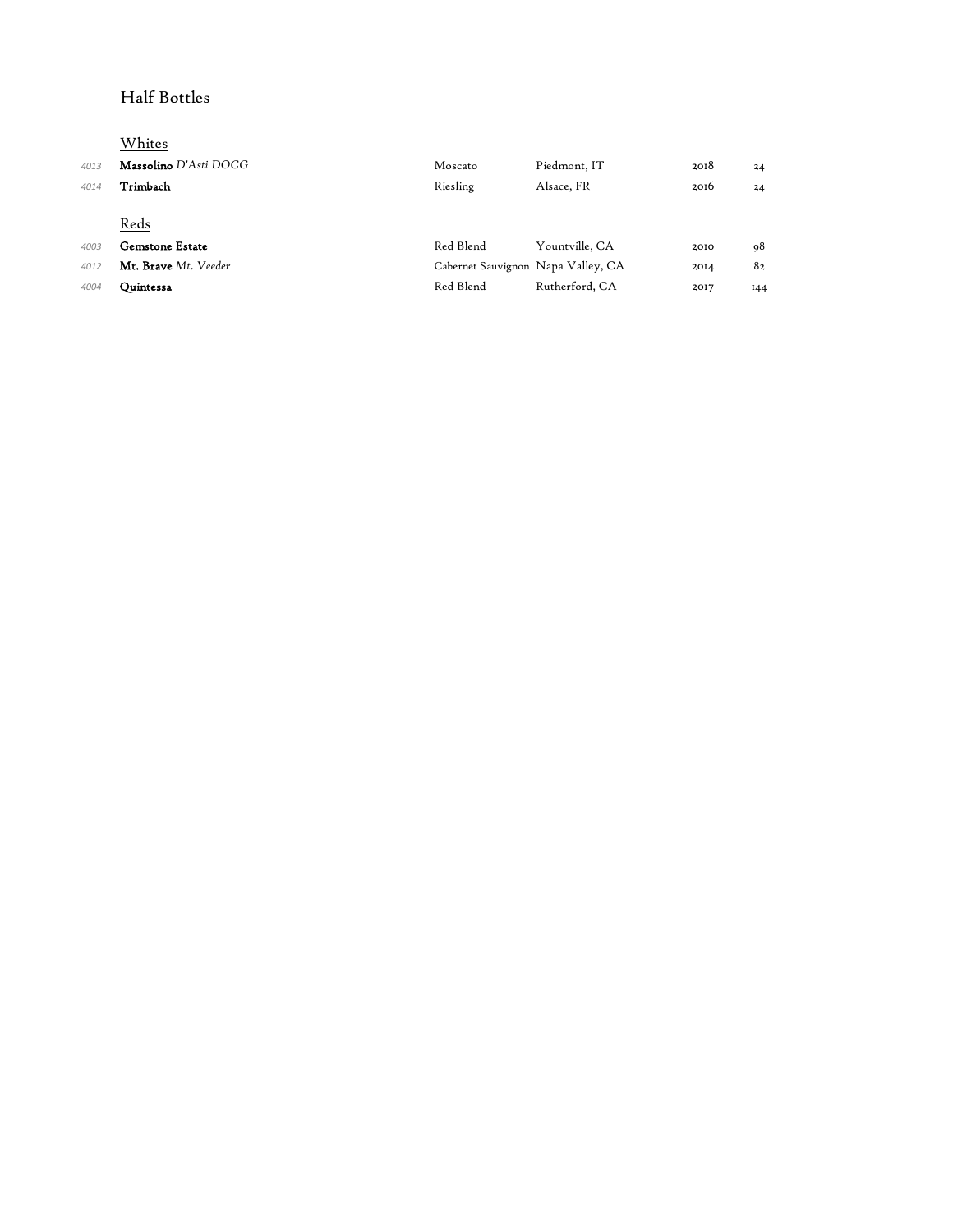# Half Bottles

## Whites

| | | | | | |
|---|---|---|---|---|---|
| 4013 | **Massolino** *D'Asti DOCG* | Moscato | Piedmont, IT | 2018 | 24 |
| 4014 | **Trimbach** | Riesling | Alsace, FR | 2016 | 24 |

## Reds

| | | | | | |
|---|---|---|---|---|---|
| 4003 | **Gemstone Estate** | Red Blend | Yountville, CA | 2010 | 98 |
| 4012 | **Mt. Brave** *Mt. Veeder* | Cabernet Sauvignon | Napa Valley, CA | 2014 | 82 |
| 4004 | **Quintessa** | Red Blend | Rutherford, CA | 2017 | 144 |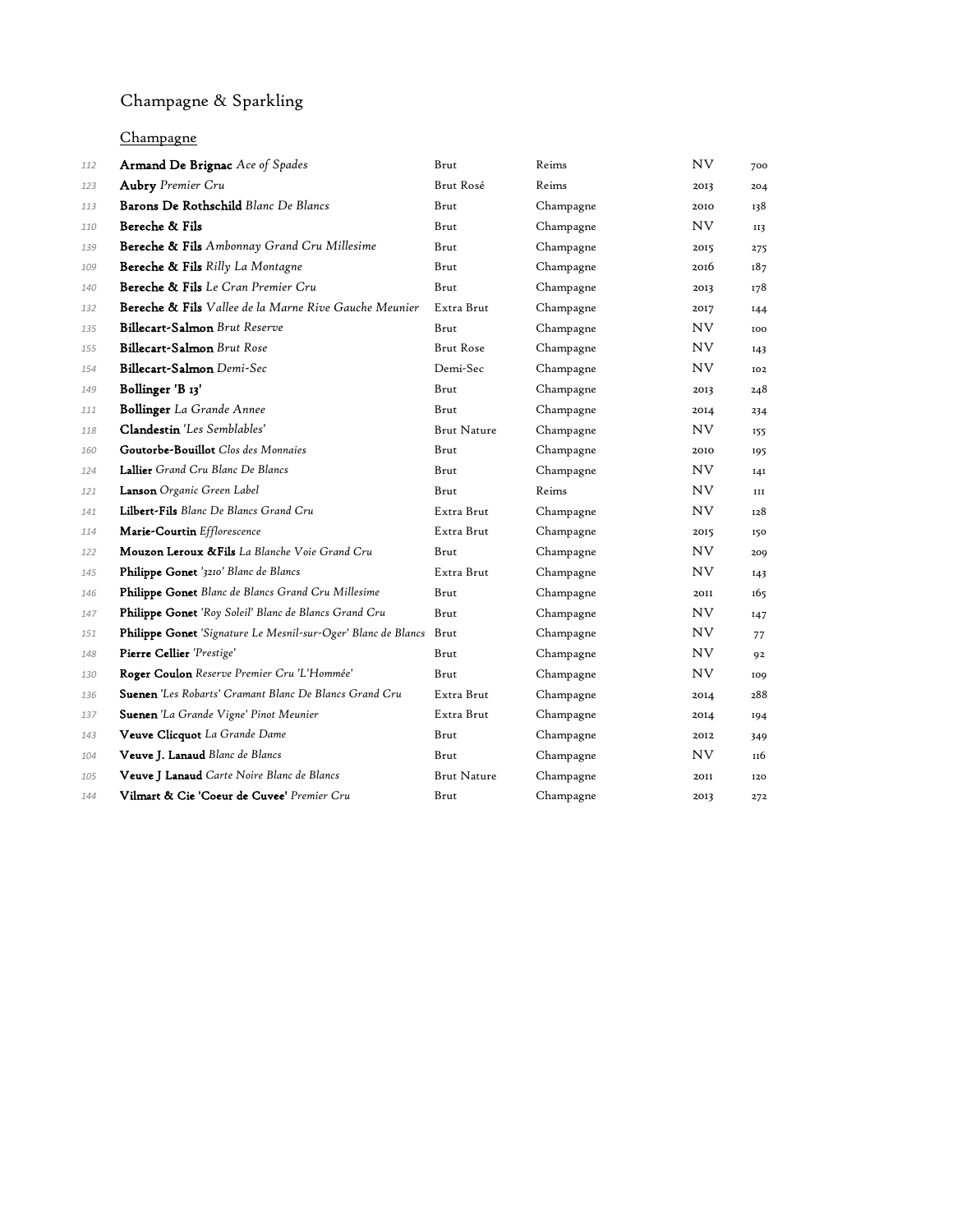# Champagne & Sparkling

## Champagne

| | | | | | |
|---|---|---|---|---|---|
| 112 | **Armand De Brignac** *Ace of Spades* | Brut | Reims | NV | 700 |
| 123 | **Aubry** *Premier Cru* | Brut Rosé | Reims | 2013 | 204 |
| 113 | **Barons De Rothschild** *Blanc De Blancs* | Brut | Champagne | 2010 | 138 |
| 110 | **Bereche & Fils** | Brut | Champagne | NV | 113 |
| 139 | **Bereche & Fils** *Ambonnay Grand Cru Millesime* | Brut | Champagne | 2015 | 275 |
| 109 | **Bereche & Fils** *Rilly La Montagne* | Brut | Champagne | 2016 | 187 |
| 140 | **Bereche & Fils** *Le Cran Premier Cru* | Brut | Champagne | 2013 | 178 |
| 132 | **Bereche & Fils** *Vallee de la Marne Rive Gauche Meunier* | Extra Brut | Champagne | 2017 | 144 |
| 135 | **Billecart-Salmon** *Brut Reserve* | Brut | Champagne | NV | 100 |
| 155 | **Billecart-Salmon** *Brut Rose* | Brut Rose | Champagne | NV | 143 |
| 154 | **Billecart-Salmon** *Demi-Sec* | Demi-Sec | Champagne | NV | 102 |
| 149 | **Bollinger 'B 13'** | Brut | Champagne | 2013 | 248 |
| 111 | **Bollinger** *La Grande Annee* | Brut | Champagne | 2014 | 234 |
| 118 | **Clandestin** *'Les Semblables'* | Brut Nature | Champagne | NV | 155 |
| 160 | **Goutorbe-Bouillot** *Clos des Monnaies* | Brut | Champagne | 2010 | 195 |
| 124 | **Lallier** *Grand Cru Blanc De Blancs* | Brut | Champagne | NV | 141 |
| 121 | **Lanson** *Organic Green Label* | Brut | Reims | NV | 111 |
| 141 | **Lilbert-Fils** *Blanc De Blancs Grand Cru* | Extra Brut | Champagne | NV | 128 |
| 114 | **Marie-Courtin** *Efflorescence* | Extra Brut | Champagne | 2015 | 150 |
| 122 | **Mouzon Leroux &Fils** *La Blanche Voie Grand Cru* | Brut | Champagne | NV | 209 |
| 145 | **Philippe Gonet** *'3210' Blanc de Blancs* | Extra Brut | Champagne | NV | 143 |
| 146 | **Philippe Gonet** *Blanc de Blancs Grand Cru Millesime* | Brut | Champagne | 2011 | 165 |
| 147 | **Philippe Gonet** *'Roy Soleil' Blanc de Blancs Grand Cru* | Brut | Champagne | NV | 147 |
| 151 | **Philippe Gonet** *'Signature Le Mesnil-sur-Oger' Blanc de Blancs* | Brut | Champagne | NV | 77 |
| 148 | **Pierre Cellier** *'Prestige'* | Brut | Champagne | NV | 92 |
| 130 | **Roger Coulon** *Reserve Premier Cru 'L'Hommée'* | Brut | Champagne | NV | 109 |
| 136 | **Suenen** *'Les Robarts' Cramant Blanc De Blancs Grand Cru* | Extra Brut | Champagne | 2014 | 288 |
| 137 | **Suenen** *'La Grande Vigne' Pinot Meunier* | Extra Brut | Champagne | 2014 | 194 |
| 143 | **Veuve Clicquot** *La Grande Dame* | Brut | Champagne | 2012 | 349 |
| 104 | **Veuve J. Lanaud** *Blanc de Blancs* | Brut | Champagne | NV | 116 |
| 105 | **Veuve J Lanaud** *Carte Noire Blanc de Blancs* | Brut Nature | Champagne | 2011 | 120 |
| 144 | **Vilmart & Cie 'Coeur de Cuvee'** *Premier Cru* | Brut | Champagne | 2013 | 272 |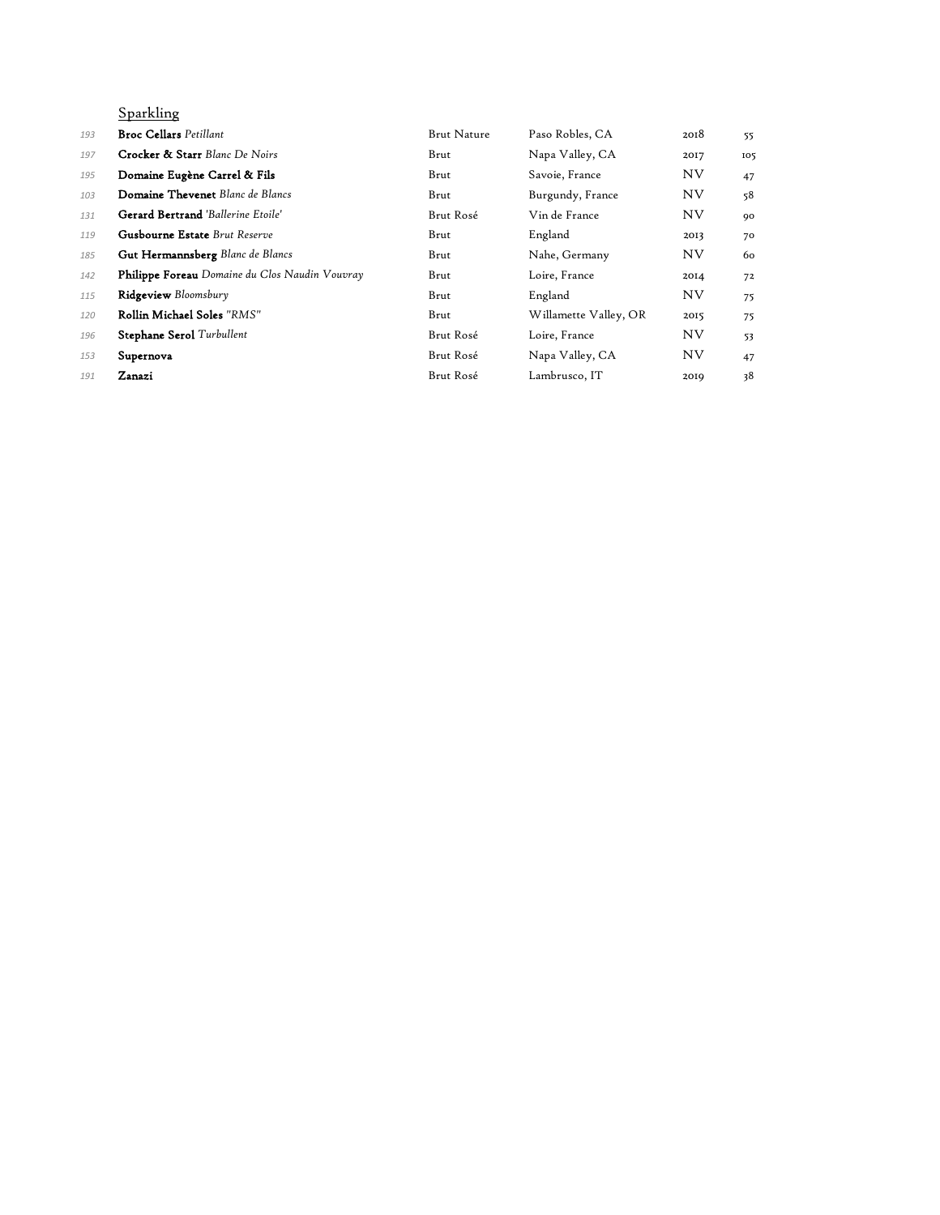## Sparkling

| | | | | | |
|---|---|---|---|---|---|
| 193 | **Broc Cellars** *Petillant* | Brut Nature | Paso Robles, CA | 2018 | 55 |
| 197 | **Crocker & Starr** *Blanc De Noirs* | Brut | Napa Valley, CA | 2017 | 105 |
| 195 | **Domaine Eugène Carrel & Fils** | Brut | Savoie, France | NV | 47 |
| 103 | **Domaine Thevenet** *Blanc de Blancs* | Brut | Burgundy, France | NV | 58 |
| 131 | **Gerard Bertrand** *'Ballerine Etoile'* | Brut Rosé | Vin de France | NV | 90 |
| 119 | **Gusbourne Estate** *Brut Reserve* | Brut | England | 2013 | 70 |
| 185 | **Gut Hermannsberg** *Blanc de Blancs* | Brut | Nahe, Germany | NV | 60 |
| 142 | **Philippe Foreau** *Domaine du Clos Naudin Vouvray* | Brut | Loire, France | 2014 | 72 |
| 115 | **Ridgeview** *Bloomsbury* | Brut | England | NV | 75 |
| 120 | **Rollin Michael Soles** *"RMS"* | Brut | Willamette Valley, OR | 2015 | 75 |
| 196 | **Stephane Serol** *Turbullent* | Brut Rosé | Loire, France | NV | 53 |
| 153 | **Supernova** | Brut Rosé | Napa Valley, CA | NV | 47 |
| 191 | **Zanazi** | Brut Rosé | Lambrusco, IT | 2019 | 38 |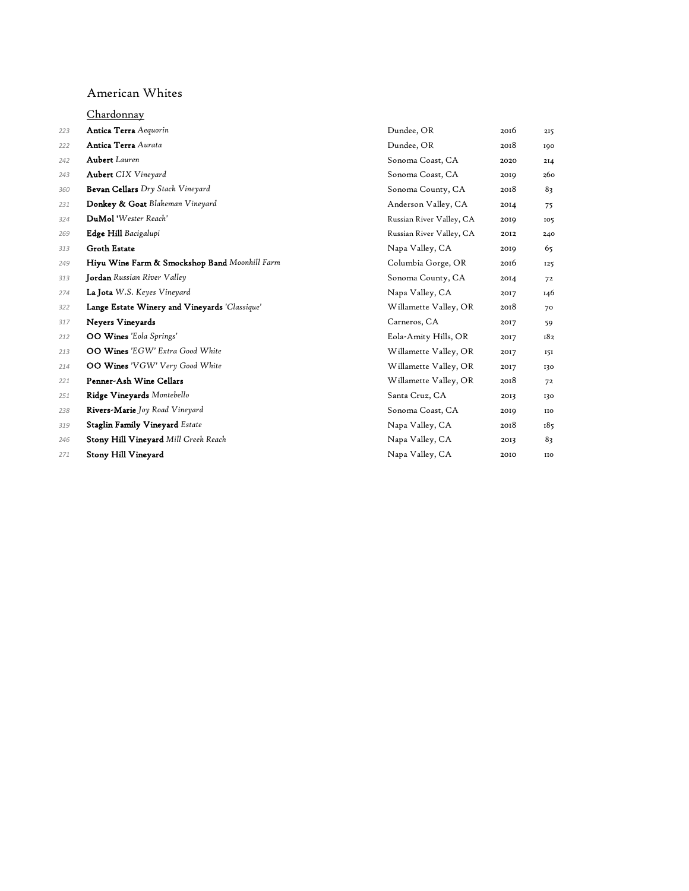# American Whites

## Chardonnay

| | | | | |
|---|---|---|---|---|
| 223 | **Antica Terra** *Aequorin* | Dundee, OR | 2016 | 215 |
| 222 | **Antica Terra** *Aurata* | Dundee, OR | 2018 | 190 |
| 242 | **Aubert** *Lauren* | Sonoma Coast, CA | 2020 | 214 |
| 243 | **Aubert** *CIX Vineyard* | Sonoma Coast, CA | 2019 | 260 |
| 360 | **Bevan Cellars** *Dry Stack Vineyard* | Sonoma County, CA | 2018 | 83 |
| 231 | **Donkey & Goat** *Blakeman Vineyard* | Anderson Valley, CA | 2014 | 75 |
| 324 | **DuMol** *'Wester Reach'* | Russian River Valley, CA | 2019 | 105 |
| 269 | **Edge Hill** *Bacigalupi* | Russian River Valley, CA | 2012 | 240 |
| 313 | **Groth Estate** | Napa Valley, CA | 2019 | 65 |
| 249 | **Hiyu Wine Farm & Smockshop Band** *Moonhill Farm* | Columbia Gorge, OR | 2016 | 125 |
| 313 | **Jordan** *Russian River Valley* | Sonoma County, CA | 2014 | 72 |
| 274 | **La Jota** *W.S. Keyes Vineyard* | Napa Valley, CA | 2017 | 146 |
| 322 | **Lange Estate Winery and Vineyards** *'Classique'* | Willamette Valley, OR | 2018 | 70 |
| 317 | **Neyers Vineyards** | Carneros, CA | 2017 | 59 |
| 212 | **OO Wines** *'Eola Springs'* | Eola-Amity Hills, OR | 2017 | 182 |
| 213 | **OO Wines** *'EGW' Extra Good White* | Willamette Valley, OR | 2017 | 151 |
| 214 | **OO Wines** *'VGW' Very Good White* | Willamette Valley, OR | 2017 | 130 |
| 221 | **Penner-Ash Wine Cellars** | Willamette Valley, OR | 2018 | 72 |
| 251 | **Ridge Vineyards** *Montebello* | Santa Cruz, CA | 2013 | 130 |
| 238 | **Rivers-Marie** *Joy Road Vineyard* | Sonoma Coast, CA | 2019 | 110 |
| 319 | **Staglin Family Vineyard** *Estate* | Napa Valley, CA | 2018 | 185 |
| 246 | **Stony Hill Vineyard** *Mill Creek Reach* | Napa Valley, CA | 2013 | 83 |
| 271 | **Stony Hill Vineyard** | Napa Valley, CA | 2010 | 110 |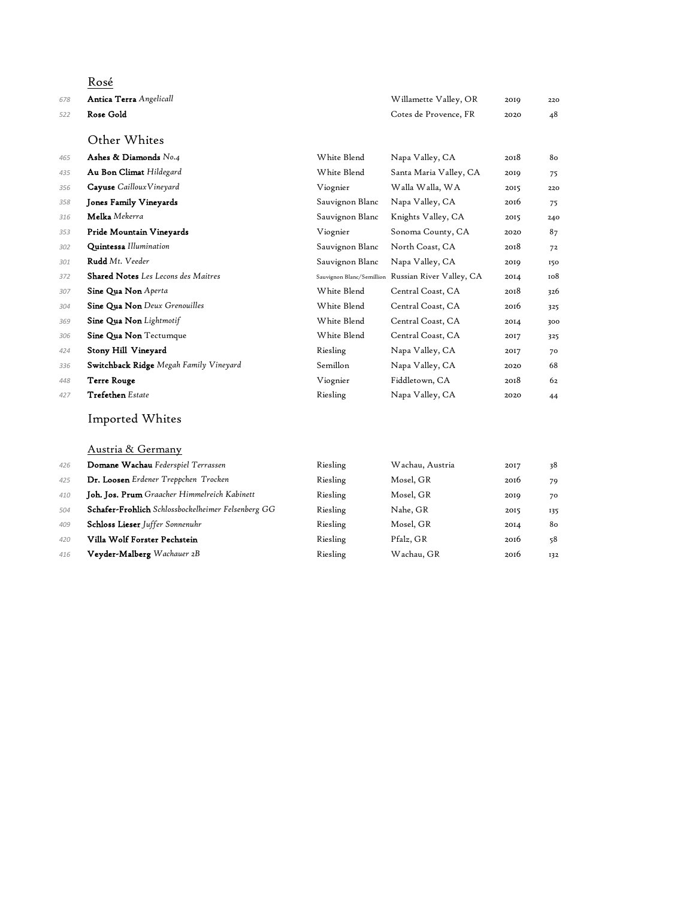## Rosé

| | | | | | |
|---|---|---|---|---|---|
| 678 | **Antica Terra** *Angelicall* | | Willamette Valley, OR | 2019 | 220 |
| 522 | **Rose Gold** | | Cotes de Provence, FR | 2020 | 48 |

## Other Whites

| | | | | | |
|---|---|---|---|---|---|
| 465 | **Ashes & Diamonds** *No.4* | White Blend | Napa Valley, CA | 2018 | 80 |
| 435 | **Au Bon Climat** *Hildegard* | White Blend | Santa Maria Valley, CA | 2019 | 75 |
| 356 | **Cayuse** *Cailloux Vineyard* | Viognier | Walla Walla, WA | 2015 | 220 |
| 358 | **Jones Family Vineyards** | Sauvignon Blanc | Napa Valley, CA | 2016 | 75 |
| 316 | **Melka** *Mekerra* | Sauvignon Blanc | Knights Valley, CA | 2015 | 240 |
| 353 | **Pride Mountain Vineyards** | Viognier | Sonoma County, CA | 2020 | 87 |
| 302 | **Quintessa** *Illumination* | Sauvignon Blanc | North Coast, CA | 2018 | 72 |
| 301 | **Rudd** *Mt. Veeder* | Sauvignon Blanc | Napa Valley, CA | 2019 | 150 |
| 372 | **Shared Notes** *Les Lecons des Maitres* | Sauvignon Blanc/Semillion | Russian River Valley, CA | 2014 | 108 |
| 307 | **Sine Qua Non** *Aperta* | White Blend | Central Coast, CA | 2018 | 326 |
| 304 | **Sine Qua Non** *Deux Grenouilles* | White Blend | Central Coast, CA | 2016 | 325 |
| 369 | **Sine Qua Non** *Lightmotif* | White Blend | Central Coast, CA | 2014 | 300 |
| 306 | **Sine Qua Non** Tectumque | White Blend | Central Coast, CA | 2017 | 325 |
| 424 | **Stony Hill Vineyard** | Riesling | Napa Valley, CA | 2017 | 70 |
| 336 | **Switchback Ridge** *Megah Family Vineyard* | Semillon | Napa Valley, CA | 2020 | 68 |
| 448 | **Terre Rouge** | Viognier | Fiddletown, CA | 2018 | 62 |
| 427 | **Trefethen** *Estate* | Riesling | Napa Valley, CA | 2020 | 44 |

## Imported Whites

### Austria & Germany

| | | | | | |
|---|---|---|---|---|---|
| 426 | **Domane Wachau** *Federspiel Terrassen* | Riesling | Wachau, Austria | 2017 | 38 |
| 425 | **Dr. Loosen** *Erdener Treppchen Trocken* | Riesling | Mosel, GR | 2016 | 79 |
| 410 | **Joh. Jos. Prum** *Graacher Himmelreich Kabinett* | Riesling | Mosel, GR | 2019 | 70 |
| 504 | **Schafer-Frohlich** *Schlossbockelheimer Felsenberg GG* | Riesling | Nahe, GR | 2015 | 135 |
| 409 | **Schloss Lieser** *Juffer Sonnenuhr* | Riesling | Mosel, GR | 2014 | 80 |
| 420 | **Villa Wolf Forster Pechstein** | Riesling | Pfalz, GR | 2016 | 58 |
| 416 | **Veyder-Malberg** *Wachauer 2B* | Riesling | Wachau, GR | 2016 | 132 |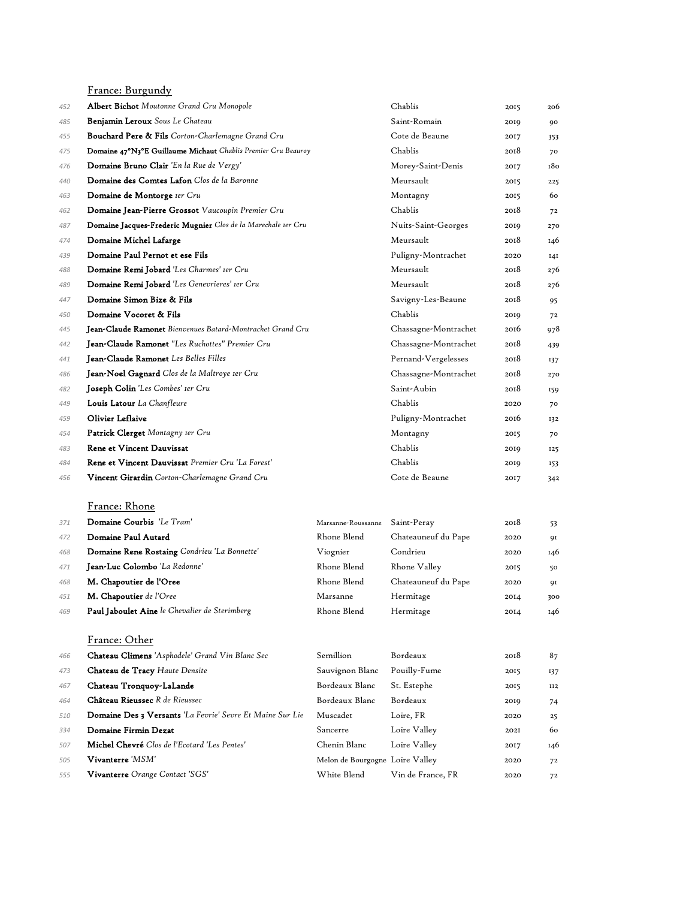## France: Burgundy

| | | | | |
|---|---|---|---|---|
| 452 | **Albert Bichot** *Moutonne Grand Cru Monopole* | Chablis | 2015 | 206 |
| 485 | **Benjamin Leroux** *Sous Le Chateau* | Saint-Romain | 2019 | 90 |
| 455 | **Bouchard Pere & Fils** *Corton-Charlemagne Grand Cru* | Cote de Beaune | 2017 | 353 |
| 475 | **Domaine 47°N3°E Guillaume Michaut** *Chablis Premier Cru Beauroy* | Chablis | 2018 | 70 |
| 476 | **Domaine Bruno Clair** *'En la Rue de Vergy'* | Morey-Saint-Denis | 2017 | 180 |
| 440 | **Domaine des Comtes Lafon** *Clos de la Baronne* | Meursault | 2015 | 225 |
| 463 | **Domaine de Montorge** *1er Cru* | Montagny | 2015 | 60 |
| 462 | **Domaine Jean-Pierre Grossot** *Vaucoupin Premier Cru* | Chablis | 2018 | 72 |
| 487 | **Domaine Jacques-Frederic Mugnier** *Clos de la Marechale 1er Cru* | Nuits-Saint-Georges | 2019 | 270 |
| 474 | **Domaine Michel Lafarge** | Meursault | 2018 | 146 |
| 439 | **Domaine Paul Pernot et ese Fils** | Puligny-Montrachet | 2020 | 141 |
| 488 | **Domaine Remi Jobard** *'Les Charmes' 1er Cru* | Meursault | 2018 | 276 |
| 489 | **Domaine Remi Jobard** *'Les Genevrieres' 1er Cru* | Meursault | 2018 | 276 |
| 447 | **Domaine Simon Bize & Fils** | Savigny-Les-Beaune | 2018 | 95 |
| 450 | **Domaine Vocoret & Fils** | Chablis | 2019 | 72 |
| 445 | **Jean-Claude Ramonet** *Bienvenues Batard-Montrachet Grand Cru* | Chassagne-Montrachet | 2016 | 978 |
| 442 | **Jean-Claude Ramonet** *"Les Ruchottes" Premier Cru* | Chassagne-Montrachet | 2018 | 439 |
| 441 | **Jean-Claude Ramonet** *Les Belles Filles* | Pernand-Vergelesses | 2018 | 137 |
| 486 | **Jean-Noel Gagnard** *Clos de la Maltroye 1er Cru* | Chassagne-Montrachet | 2018 | 270 |
| 482 | **Joseph Colin** *'Les Combes' 1er Cru* | Saint-Aubin | 2018 | 159 |
| 449 | **Louis Latour** *La Chanfleure* | Chablis | 2020 | 70 |
| 459 | **Olivier Leflaive** | Puligny-Montrachet | 2016 | 132 |
| 454 | **Patrick Clerget** *Montagny 1er Cru* | Montagny | 2015 | 70 |
| 483 | **Rene et Vincent Dauvissat** | Chablis | 2019 | 125 |
| 484 | **Rene et Vincent Dauvissat** *Premier Cru 'La Forest'* | Chablis | 2019 | 153 |
| 456 | **Vincent Girardin** *Corton-Charlemagne Grand Cru* | Cote de Beaune | 2017 | 342 |

## France: Rhone

| | | | | | |
|---|---|---|---|---|---|
| 371 | **Domaine Courbis** *'Le Tram'* | Marsanne-Roussanne | Saint-Peray | 2018 | 53 |
| 472 | **Domaine Paul Autard** | Rhone Blend | Chateauneuf du Pape | 2020 | 91 |
| 468 | **Domaine Rene Rostaing** *Condrieu 'La Bonnette'* | Viognier | Condrieu | 2020 | 146 |
| 471 | **Jean-Luc Colombo** *'La Redonne'* | Rhone Blend | Rhone Valley | 2015 | 50 |
| 468 | **M. Chapoutier de l'Oree** | Rhone Blend | Chateauneuf du Pape | 2020 | 91 |
| 451 | **M. Chapoutier** *de l'Oree* | Marsanne | Hermitage | 2014 | 300 |
| 469 | **Paul Jaboulet Aine** *le Chevalier de Sterimberg* | Rhone Blend | Hermitage | 2014 | 146 |

## France: Other

| | | | | | |
|---|---|---|---|---|---|
| 466 | **Chateau Climens** *'Asphodele' Grand Vin Blanc Sec* | Semillion | Bordeaux | 2018 | 87 |
| 473 | **Chateau de Tracy** *Haute Densite* | Sauvignon Blanc | Pouilly-Fume | 2015 | 137 |
| 467 | **Chateau Tronquoy-LaLande** | Bordeaux Blanc | St. Estephe | 2015 | 112 |
| 464 | **Château Rieussec** *R de Rieussec* | Bordeaux Blanc | Bordeaux | 2019 | 74 |
| 510 | **Domaine Des 3 Versants** *'La Fevrie' Sevre Et Maine Sur Lie* | Muscadet | Loire, FR | 2020 | 25 |
| 334 | **Domaine Firmin Dezat** | Sancerre | Loire Valley | 2021 | 60 |
| 507 | **Michel Chevré** *Clos de l'Ecotard 'Les Pentes'* | Chenin Blanc | Loire Valley | 2017 | 146 |
| 505 | **Vivanterre** *'MSM'* | Melon de Bourgogne | Loire Valley | 2020 | 72 |
| 555 | **Vivanterre** *Orange Contact 'SGS'* | White Blend | Vin de France, FR | 2020 | 72 |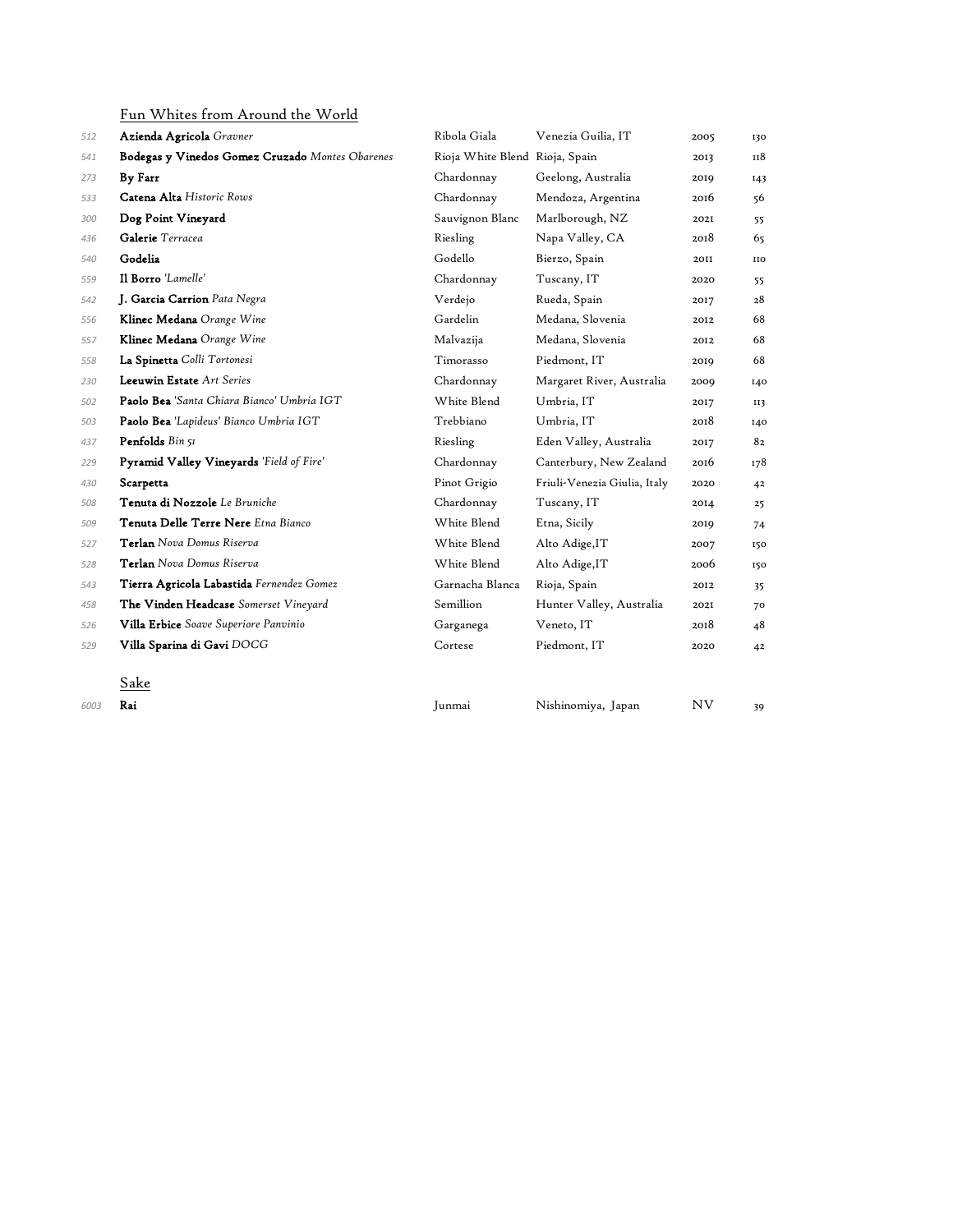## Fun Whites from Around the World

| Bin | Wine | Varietal | Region | Vintage | Price |
| --- | --- | --- | --- | --- | --- |
| 512 | **Azienda Agricola** *Gravner* | Ribola Giala | Venezia Guilia, IT | 2005 | 130 |
| 541 | **Bodegas y Vinedos Gomez Cruzado** *Montes Obarenes* | Rioja White Blend | Rioja, Spain | 2013 | 118 |
| 273 | **By Farr** | Chardonnay | Geelong, Australia | 2019 | 143 |
| 533 | **Catena Alta** *Historic Rows* | Chardonnay | Mendoza, Argentina | 2016 | 56 |
| 300 | **Dog Point Vineyard** | Sauvignon Blanc | Marlborough, NZ | 2021 | 55 |
| 436 | **Galerie** *Terracea* | Riesling | Napa Valley, CA | 2018 | 65 |
| 540 | **Godelia** | Godello | Bierzo, Spain | 2011 | 110 |
| 559 | **Il Borro** *'Lamelle'* | Chardonnay | Tuscany, IT | 2020 | 55 |
| 542 | **J. Garcia Carrion** *Pata Negra* | Verdejo | Rueda, Spain | 2017 | 28 |
| 556 | **Klinec Medana** *Orange Wine* | Gardelin | Medana, Slovenia | 2012 | 68 |
| 557 | **Klinec Medana** *Orange Wine* | Malvazija | Medana, Slovenia | 2012 | 68 |
| 558 | **La Spinetta** *Colli Tortonesi* | Timorasso | Piedmont, IT | 2019 | 68 |
| 230 | **Leeuwin Estate** *Art Series* | Chardonnay | Margaret River, Australia | 2009 | 140 |
| 502 | **Paolo Bea** *'Santa Chiara Bianco' Umbria IGT* | White Blend | Umbria, IT | 2017 | 113 |
| 503 | **Paolo Bea** *'Lapideus' Bianco Umbria IGT* | Trebbiano | Umbria, IT | 2018 | 140 |
| 437 | **Penfolds** *Bin 51* | Riesling | Eden Valley, Australia | 2017 | 82 |
| 229 | **Pyramid Valley Vineyards** *'Field of Fire'* | Chardonnay | Canterbury, New Zealand | 2016 | 178 |
| 430 | **Scarpetta** | Pinot Grigio | Friuli-Venezia Giulia, Italy | 2020 | 42 |
| 508 | **Tenuta di Nozzole** *Le Bruniche* | Chardonnay | Tuscany, IT | 2014 | 25 |
| 509 | **Tenuta Delle Terre Nere** *Etna Bianco* | White Blend | Etna, Sicily | 2019 | 74 |
| 527 | **Terlan** *Nova Domus Riserva* | White Blend | Alto Adige,IT | 2007 | 150 |
| 528 | **Terlan** *Nova Domus Riserva* | White Blend | Alto Adige,IT | 2006 | 150 |
| 543 | **Tierra Agricola Labastida** *Fernendez Gomez* | Garnacha Blanca | Rioja, Spain | 2012 | 35 |
| 458 | **The Vinden Headcase** *Somerset Vineyard* | Semillion | Hunter Valley, Australia | 2021 | 70 |
| 526 | **Villa Erbice** *Soave Superiore Panvinio* | Garganega | Veneto, IT | 2018 | 48 |
| 529 | **Villa Sparina di Gavi** *DOCG* | Cortese | Piedmont, IT | 2020 | 42 |

## Sake

| Bin | Wine | Varietal | Region | Vintage | Price |
| --- | --- | --- | --- | --- | --- |
| 6003 | **Rai** | Junmai | Nishinomiya, Japan | NV | 39 |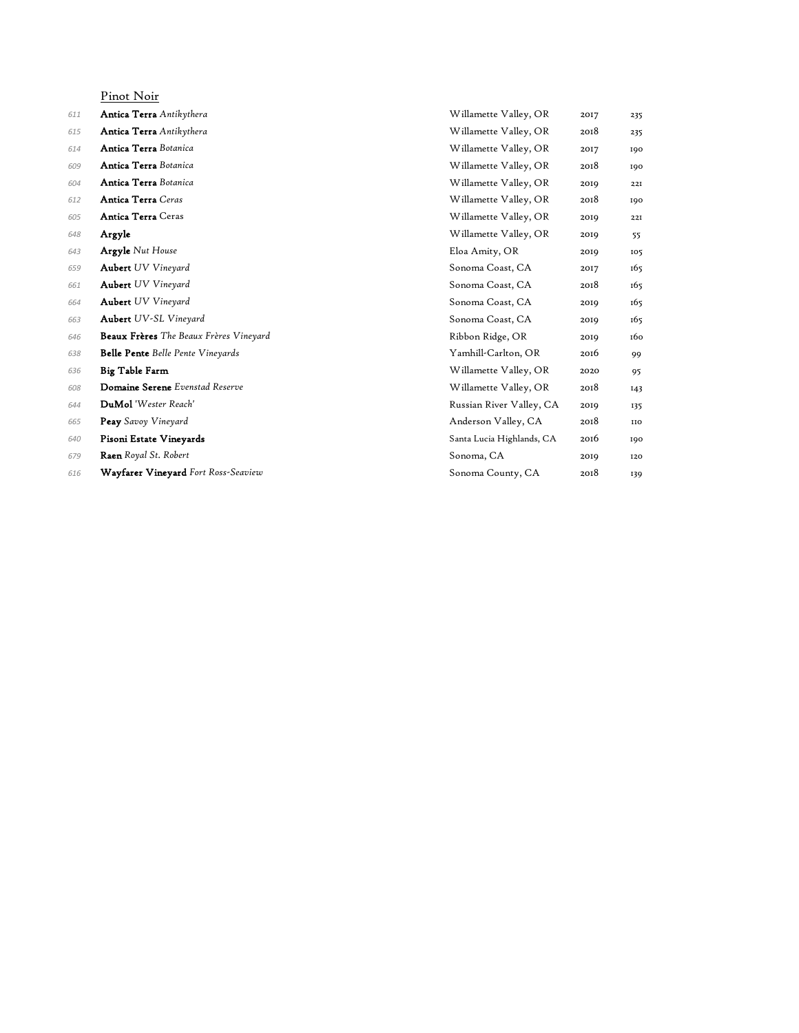## Pinot Noir

| | | | | |
|---|---|---|---|---|
| 611 | **Antica Terra** *Antikythera* | Willamette Valley, OR | 2017 | 235 |
| 615 | **Antica Terra** *Antikythera* | Willamette Valley, OR | 2018 | 235 |
| 614 | **Antica Terra** *Botanica* | Willamette Valley, OR | 2017 | 190 |
| 609 | **Antica Terra** *Botanica* | Willamette Valley, OR | 2018 | 190 |
| 604 | **Antica Terra** *Botanica* | Willamette Valley, OR | 2019 | 221 |
| 612 | **Antica Terra** *Ceras* | Willamette Valley, OR | 2018 | 190 |
| 605 | **Antica Terra** Ceras | Willamette Valley, OR | 2019 | 221 |
| 648 | **Argyle** | Willamette Valley, OR | 2019 | 55 |
| 643 | **Argyle** *Nut House* | Eloa Amity, OR | 2019 | 105 |
| 659 | **Aubert** *UV Vineyard* | Sonoma Coast, CA | 2017 | 165 |
| 661 | **Aubert** *UV Vineyard* | Sonoma Coast, CA | 2018 | 165 |
| 664 | **Aubert** *UV Vineyard* | Sonoma Coast, CA | 2019 | 165 |
| 663 | **Aubert** *UV-SL Vineyard* | Sonoma Coast, CA | 2019 | 165 |
| 646 | **Beaux Frères** *The Beaux Frères Vineyard* | Ribbon Ridge, OR | 2019 | 160 |
| 638 | **Belle Pente** *Belle Pente Vineyards* | Yamhill-Carlton, OR | 2016 | 99 |
| 636 | **Big Table Farm** | Willamette Valley, OR | 2020 | 95 |
| 608 | **Domaine Serene** *Evenstad Reserve* | Willamette Valley, OR | 2018 | 143 |
| 644 | **DuMol** *'Wester Reach'* | Russian River Valley, CA | 2019 | 135 |
| 665 | **Peay** *Savoy Vineyard* | Anderson Valley, CA | 2018 | 110 |
| 640 | **Pisoni Estate Vineyards** | Santa Lucia Highlands, CA | 2016 | 190 |
| 679 | **Raen** *Royal St. Robert* | Sonoma, CA | 2019 | 120 |
| 616 | **Wayfarer Vineyard** *Fort Ross-Seaview* | Sonoma County, CA | 2018 | 139 |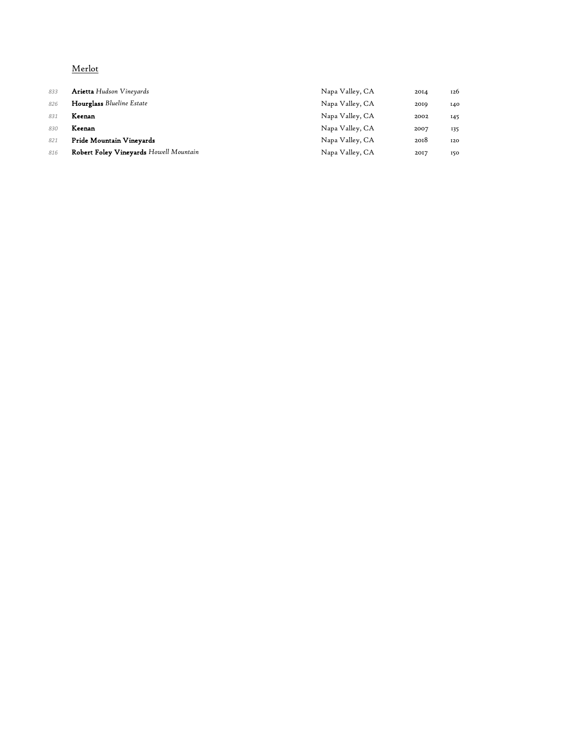## Merlot

| | | | | |
|---|---|---|---|---|
| 833 | **Arietta** *Hudson Vineyards* | Napa Valley, CA | 2014 | 126 |
| 826 | **Hourglass** *Blueline Estate* | Napa Valley, CA | 2019 | 140 |
| 831 | **Keenan** | Napa Valley, CA | 2002 | 145 |
| 830 | **Keenan** | Napa Valley, CA | 2007 | 135 |
| 821 | **Pride Mountain Vineyards** | Napa Valley, CA | 2018 | 120 |
| 816 | **Robert Foley Vineyards** *Howell Mountain* | Napa Valley, CA | 2017 | 150 |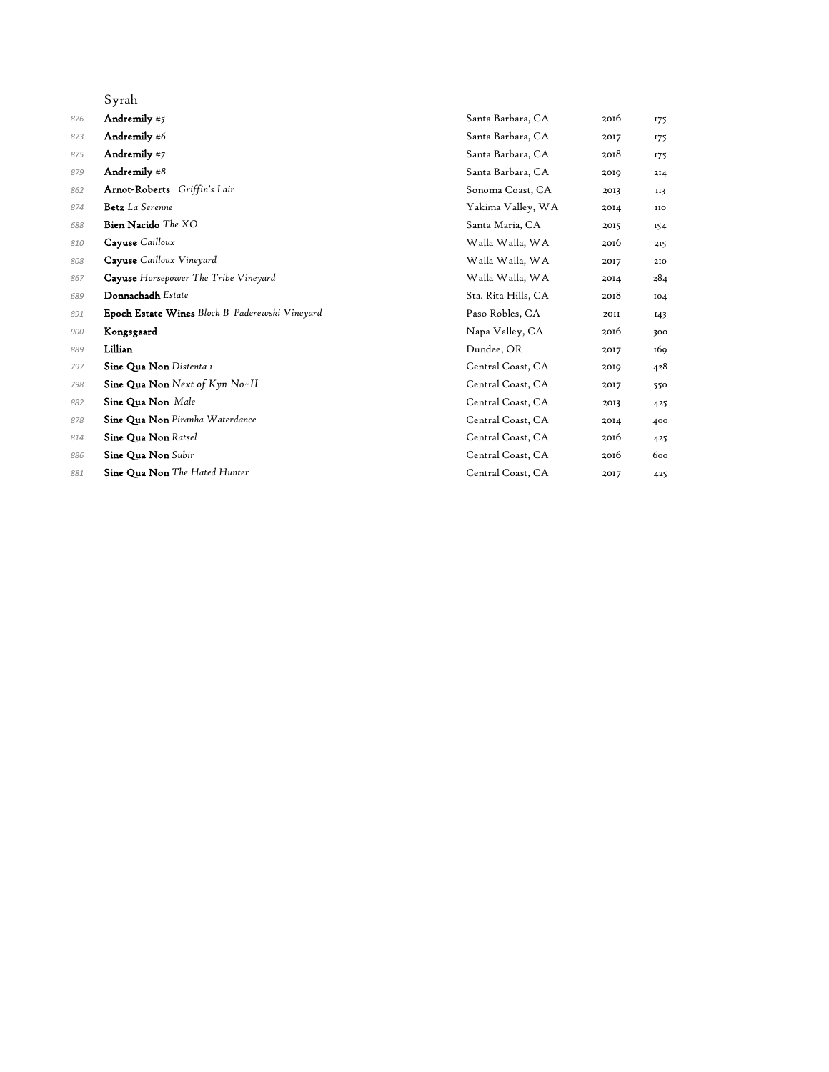## Syrah

| | | | | |
|---|---|---|---|---|
| 876 | **Andremily** #5 | Santa Barbara, CA | 2016 | 175 |
| 873 | **Andremily** #6 | Santa Barbara, CA | 2017 | 175 |
| 875 | **Andremily** #7 | Santa Barbara, CA | 2018 | 175 |
| 879 | **Andremily** #8 | Santa Barbara, CA | 2019 | 214 |
| 862 | **Arnot-Roberts** *Griffin's Lair* | Sonoma Coast, CA | 2013 | 113 |
| 874 | **Betz** *La Serenne* | Yakima Valley, WA | 2014 | 110 |
| 688 | **Bien Nacido** *The XO* | Santa Maria, CA | 2015 | 154 |
| 810 | **Cayuse** *Cailloux* | Walla Walla, WA | 2016 | 215 |
| 808 | **Cayuse** *Cailloux Vineyard* | Walla Walla, WA | 2017 | 210 |
| 867 | **Cayuse** *Horsepower The Tribe Vineyard* | Walla Walla, WA | 2014 | 284 |
| 689 | **Donnachadh** *Estate* | Sta. Rita Hills, CA | 2018 | 104 |
| 891 | **Epoch Estate Wines** *Block B Paderewski Vineyard* | Paso Robles, CA | 2011 | 143 |
| 900 | **Kongsgaard** | Napa Valley, CA | 2016 | 300 |
| 889 | **Lillian** | Dundee, OR | 2017 | 169 |
| 797 | **Sine Qua Non** *Distenta 1* | Central Coast, CA | 2019 | 428 |
| 798 | **Sine Qua Non** *Next of Kyn No-II* | Central Coast, CA | 2017 | 550 |
| 882 | **Sine Qua Non** *Male* | Central Coast, CA | 2013 | 425 |
| 878 | **Sine Qua Non** *Piranha Waterdance* | Central Coast, CA | 2014 | 400 |
| 814 | **Sine Qua Non** *Ratsel* | Central Coast, CA | 2016 | 425 |
| 886 | **Sine Qua Non** *Subir* | Central Coast, CA | 2016 | 600 |
| 881 | **Sine Qua Non** *The Hated Hunter* | Central Coast, CA | 2017 | 425 |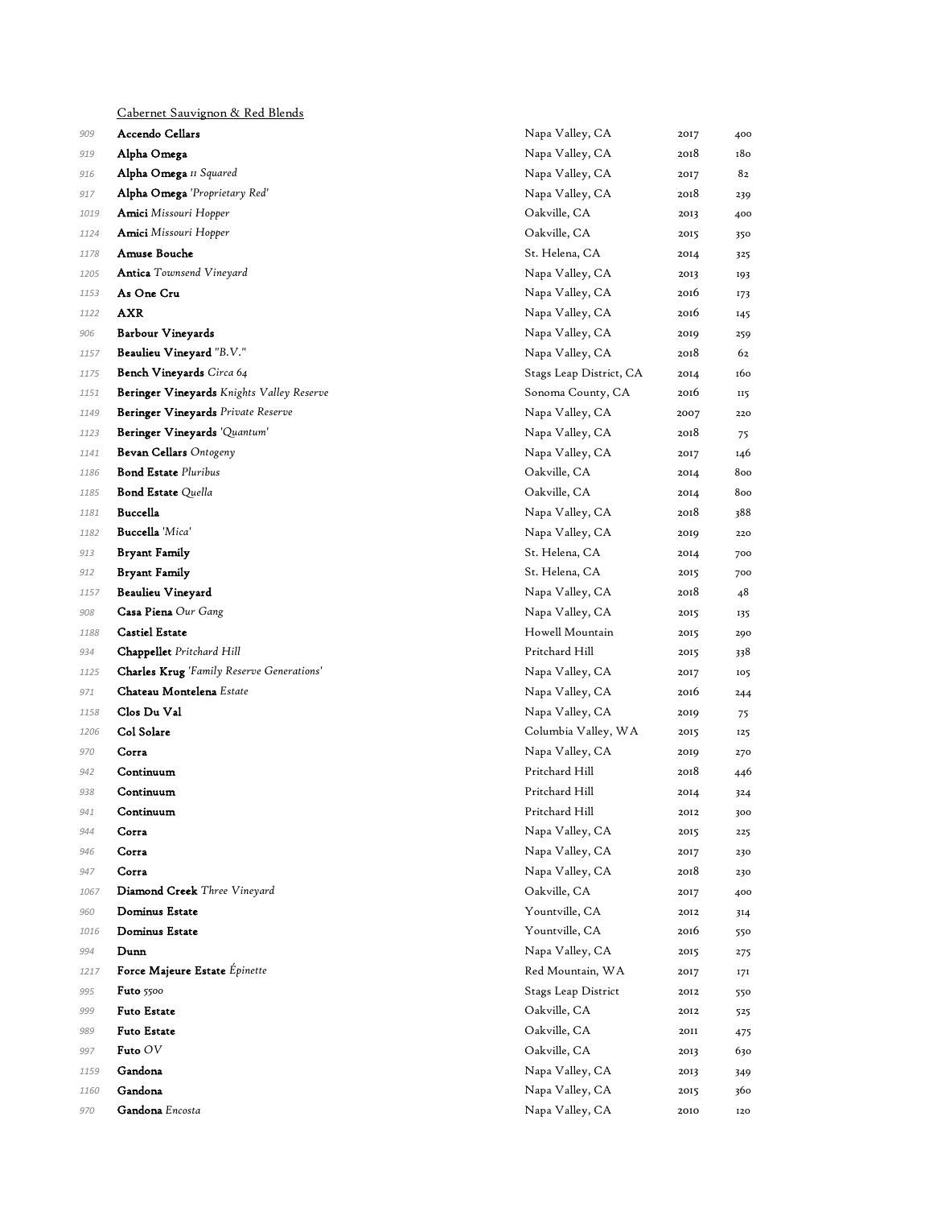## Cabernet Sauvignon & Red Blends

| | | | | |
|---|---|---|---|---|
| 909 | **Accendo Cellars** | Napa Valley, CA | 2017 | 400 |
| 919 | **Alpha Omega** | Napa Valley, CA | 2018 | 180 |
| 916 | **Alpha Omega** *II Squared* | Napa Valley, CA | 2017 | 82 |
| 917 | **Alpha Omega** *'Proprietary Red'* | Napa Valley, CA | 2018 | 239 |
| 1019 | **Amici** *Missouri Hopper* | Oakville, CA | 2013 | 400 |
| 1124 | **Amici** *Missouri Hopper* | Oakville, CA | 2015 | 350 |
| 1178 | **Amuse Bouche** | St. Helena, CA | 2014 | 325 |
| 1205 | **Antica** *Townsend Vineyard* | Napa Valley, CA | 2013 | 193 |
| 1153 | **As One Cru** | Napa Valley, CA | 2016 | 173 |
| 1122 | **AXR** | Napa Valley, CA | 2016 | 145 |
| 906 | **Barbour Vineyards** | Napa Valley, CA | 2019 | 259 |
| 1157 | **Beaulieu Vineyard** *"B.V."* | Napa Valley, CA | 2018 | 62 |
| 1175 | **Bench Vineyards** *Circa 64* | Stags Leap District, CA | 2014 | 160 |
| 1151 | **Beringer Vineyards** *Knights Valley Reserve* | Sonoma County, CA | 2016 | 115 |
| 1149 | **Beringer Vineyards** *Private Reserve* | Napa Valley, CA | 2007 | 220 |
| 1123 | **Beringer Vineyards** *'Quantum'* | Napa Valley, CA | 2018 | 75 |
| 1141 | **Bevan Cellars** *Ontogeny* | Napa Valley, CA | 2017 | 146 |
| 1186 | **Bond Estate** *Pluribus* | Oakville, CA | 2014 | 800 |
| 1185 | **Bond Estate** *Quella* | Oakville, CA | 2014 | 800 |
| 1181 | **Buccella** | Napa Valley, CA | 2018 | 388 |
| 1182 | **Buccella** *'Mica'* | Napa Valley, CA | 2019 | 220 |
| 913 | **Bryant Family** | St. Helena, CA | 2014 | 700 |
| 912 | **Bryant Family** | St. Helena, CA | 2015 | 700 |
| 1157 | **Beaulieu Vineyard** | Napa Valley, CA | 2018 | 48 |
| 908 | **Casa Piena** *Our Gang* | Napa Valley, CA | 2015 | 135 |
| 1188 | **Castiel Estate** | Howell Mountain | 2015 | 290 |
| 934 | **Chappellet** *Pritchard Hill* | Pritchard Hill | 2015 | 338 |
| 1125 | **Charles Krug** *'Family Reserve Generations'* | Napa Valley, CA | 2017 | 105 |
| 971 | **Chateau Montelena** *Estate* | Napa Valley, CA | 2016 | 244 |
| 1158 | **Clos Du Val** | Napa Valley, CA | 2019 | 75 |
| 1206 | **Col Solare** | Columbia Valley, WA | 2015 | 125 |
| 970 | **Corra** | Napa Valley, CA | 2019 | 270 |
| 942 | **Continuum** | Pritchard Hill | 2018 | 446 |
| 938 | **Continuum** | Pritchard Hill | 2014 | 324 |
| 941 | **Continuum** | Pritchard Hill | 2012 | 300 |
| 944 | **Corra** | Napa Valley, CA | 2015 | 225 |
| 946 | **Corra** | Napa Valley, CA | 2017 | 230 |
| 947 | **Corra** | Napa Valley, CA | 2018 | 230 |
| 1067 | **Diamond Creek** *Three Vineyard* | Oakville, CA | 2017 | 400 |
| 960 | **Dominus Estate** | Yountville, CA | 2012 | 314 |
| 1016 | **Dominus Estate** | Yountville, CA | 2016 | 550 |
| 994 | **Dunn** | Napa Valley, CA | 2015 | 275 |
| 1217 | **Force Majeure Estate** *Épinette* | Red Mountain, WA | 2017 | 171 |
| 995 | **Futo** *5500* | Stags Leap District | 2012 | 550 |
| 999 | **Futo Estate** | Oakville, CA | 2012 | 525 |
| 989 | **Futo Estate** | Oakville, CA | 2011 | 475 |
| 997 | **Futo** *OV* | Oakville, CA | 2013 | 630 |
| 1159 | **Gandona** | Napa Valley, CA | 2013 | 349 |
| 1160 | **Gandona** | Napa Valley, CA | 2015 | 360 |
| 970 | **Gandona** *Encosta* | Napa Valley, CA | 2010 | 120 |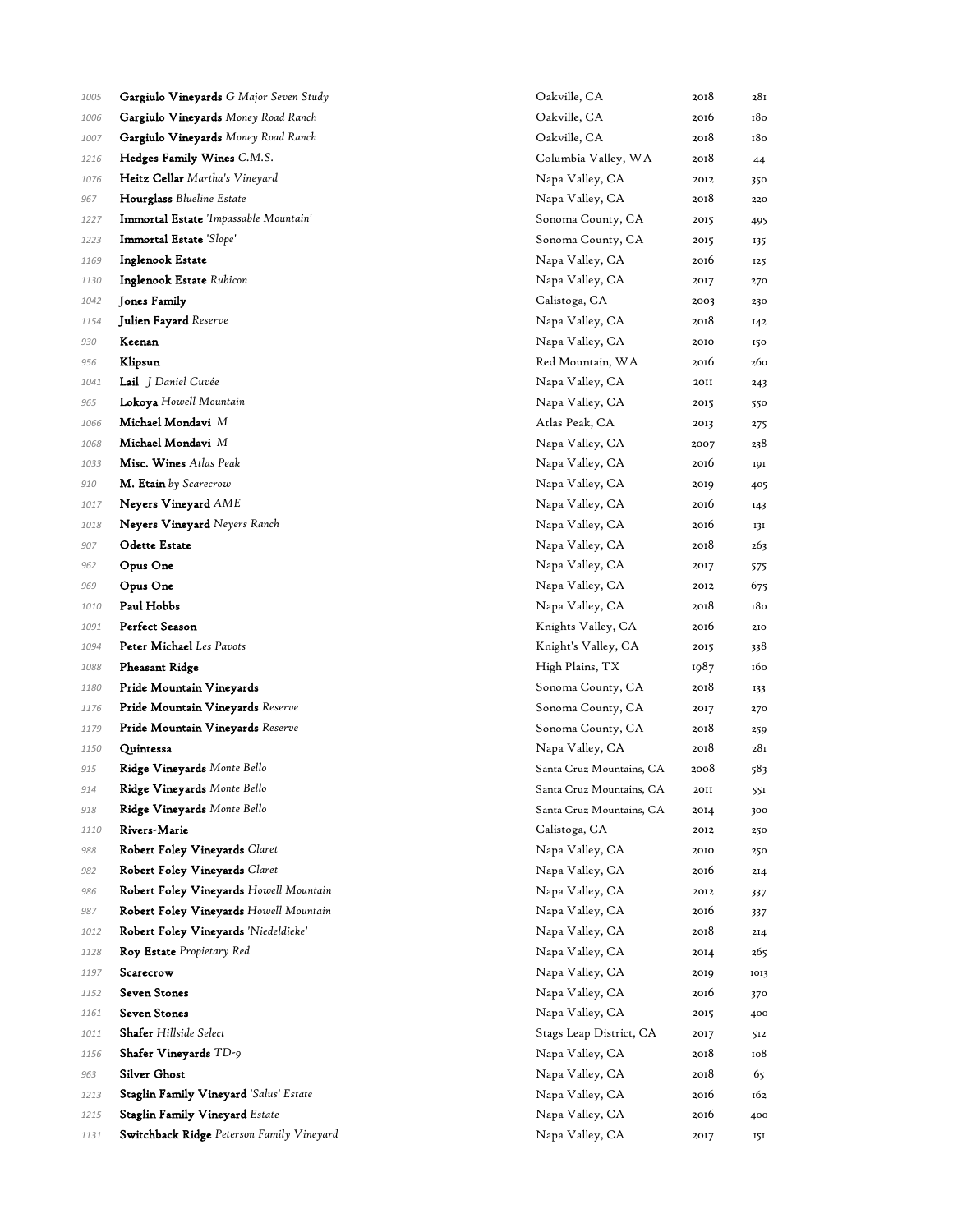| | | | | |
|---|---|---|---|---|
| 1005 | **Gargiulo Vineyards** *G Major Seven Study* | Oakville, CA | 2018 | 281 |
| 1006 | **Gargiulo Vineyards** *Money Road Ranch* | Oakville, CA | 2016 | 180 |
| 1007 | **Gargiulo Vineyards** *Money Road Ranch* | Oakville, CA | 2018 | 180 |
| 1216 | **Hedges Family Wines** *C.M.S.* | Columbia Valley, WA | 2018 | 44 |
| 1076 | **Heitz Cellar** *Martha's Vineyard* | Napa Valley, CA | 2012 | 350 |
| 967 | **Hourglass** *Blueline Estate* | Napa Valley, CA | 2018 | 220 |
| 1227 | **Immortal Estate** *'Impassable Mountain'* | Sonoma County, CA | 2015 | 495 |
| 1223 | **Immortal Estate** *'Slope'* | Sonoma County, CA | 2015 | 135 |
| 1169 | **Inglenook Estate** | Napa Valley, CA | 2016 | 125 |
| 1130 | **Inglenook Estate** *Rubicon* | Napa Valley, CA | 2017 | 270 |
| 1042 | **Jones Family** | Calistoga, CA | 2003 | 230 |
| 1154 | **Julien Fayard** *Reserve* | Napa Valley, CA | 2018 | 142 |
| 930 | **Keenan** | Napa Valley, CA | 2010 | 150 |
| 956 | **Klipsun** | Red Mountain, WA | 2016 | 260 |
| 1041 | **Lail** *J Daniel Cuvée* | Napa Valley, CA | 2011 | 243 |
| 965 | **Lokoya** *Howell Mountain* | Napa Valley, CA | 2015 | 550 |
| 1066 | **Michael Mondavi** *M* | Atlas Peak, CA | 2013 | 275 |
| 1068 | **Michael Mondavi** *M* | Napa Valley, CA | 2007 | 238 |
| 1033 | **Misc. Wines** *Atlas Peak* | Napa Valley, CA | 2016 | 191 |
| 910 | **M. Etain** *by Scarecrow* | Napa Valley, CA | 2019 | 405 |
| 1017 | **Neyers Vineyard** *AME* | Napa Valley, CA | 2016 | 143 |
| 1018 | **Neyers Vineyard** *Neyers Ranch* | Napa Valley, CA | 2016 | 131 |
| 907 | **Odette Estate** | Napa Valley, CA | 2018 | 263 |
| 962 | **Opus One** | Napa Valley, CA | 2017 | 575 |
| 969 | **Opus One** | Napa Valley, CA | 2012 | 675 |
| 1010 | **Paul Hobbs** | Napa Valley, CA | 2018 | 180 |
| 1091 | **Perfect Season** | Knights Valley, CA | 2016 | 210 |
| 1094 | **Peter Michael** *Les Pavots* | Knight's Valley, CA | 2015 | 338 |
| 1088 | **Pheasant Ridge** | High Plains, TX | 1987 | 160 |
| 1180 | **Pride Mountain Vineyards** | Sonoma County, CA | 2018 | 133 |
| 1176 | **Pride Mountain Vineyards** *Reserve* | Sonoma County, CA | 2017 | 270 |
| 1179 | **Pride Mountain Vineyards** *Reserve* | Sonoma County, CA | 2018 | 259 |
| 1150 | **Quintessa** | Napa Valley, CA | 2018 | 281 |
| 915 | **Ridge Vineyards** *Monte Bello* | Santa Cruz Mountains, CA | 2008 | 583 |
| 914 | **Ridge Vineyards** *Monte Bello* | Santa Cruz Mountains, CA | 2011 | 551 |
| 918 | **Ridge Vineyards** *Monte Bello* | Santa Cruz Mountains, CA | 2014 | 300 |
| 1110 | **Rivers-Marie** | Calistoga, CA | 2012 | 250 |
| 988 | **Robert Foley Vineyards** *Claret* | Napa Valley, CA | 2010 | 250 |
| 982 | **Robert Foley Vineyards** *Claret* | Napa Valley, CA | 2016 | 214 |
| 986 | **Robert Foley Vineyards** *Howell Mountain* | Napa Valley, CA | 2012 | 337 |
| 987 | **Robert Foley Vineyards** *Howell Mountain* | Napa Valley, CA | 2016 | 337 |
| 1012 | **Robert Foley Vineyards** *'Niedeldieke'* | Napa Valley, CA | 2018 | 214 |
| 1128 | **Roy Estate** *Propietary Red* | Napa Valley, CA | 2014 | 265 |
| 1197 | **Scarecrow** | Napa Valley, CA | 2019 | 1013 |
| 1152 | **Seven Stones** | Napa Valley, CA | 2016 | 370 |
| 1161 | **Seven Stones** | Napa Valley, CA | 2015 | 400 |
| 1011 | **Shafer** *Hillside Select* | Stags Leap District, CA | 2017 | 512 |
| 1156 | **Shafer Vineyards** *TD-9* | Napa Valley, CA | 2018 | 108 |
| 963 | **Silver Ghost** | Napa Valley, CA | 2018 | 65 |
| 1213 | **Staglin Family Vineyard** *'Salus' Estate* | Napa Valley, CA | 2016 | 162 |
| 1215 | **Staglin Family Vineyard** *Estate* | Napa Valley, CA | 2016 | 400 |
| 1131 | **Switchback Ridge** *Peterson Family Vineyard* | Napa Valley, CA | 2017 | 151 |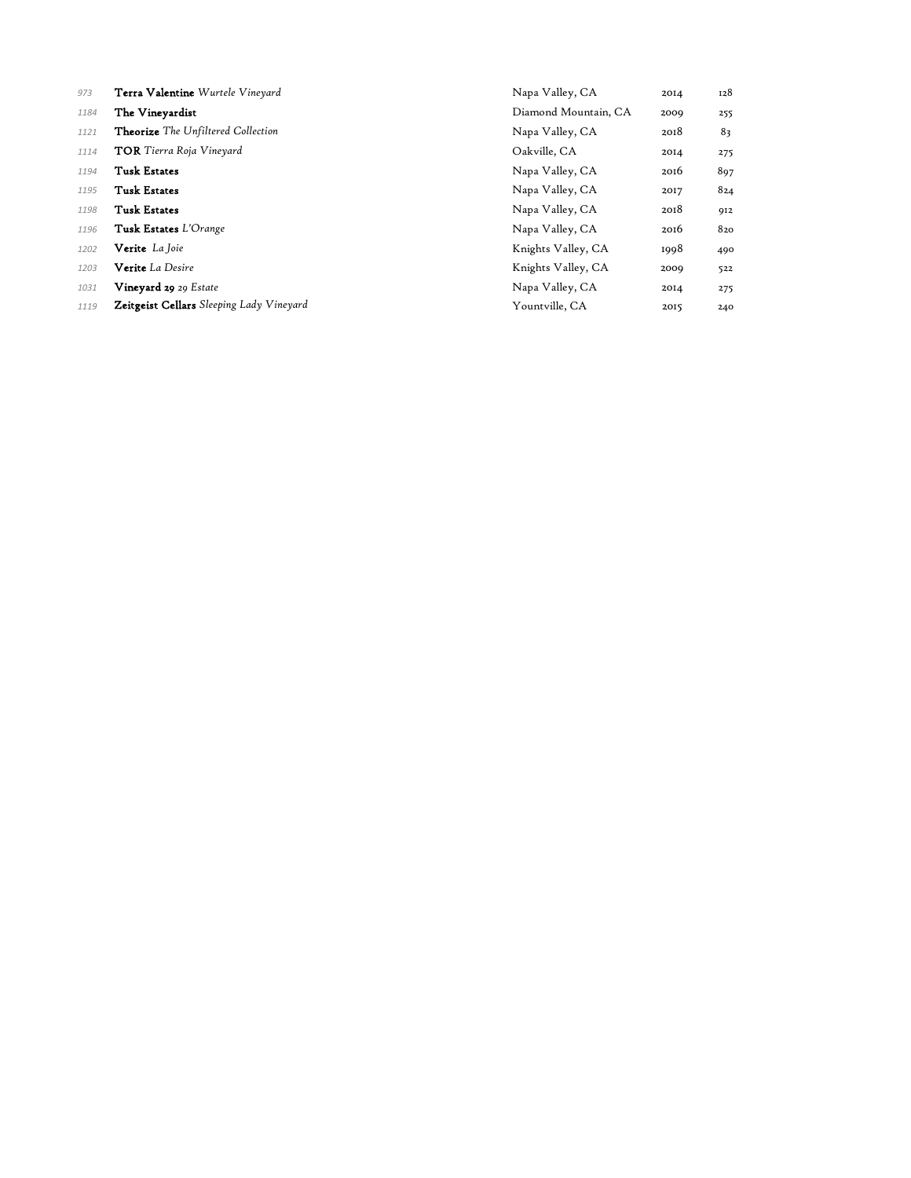| | | | | |
|---|---|---|---|---|
| *973* | **Terra Valentine** *Wurtele Vineyard* | Napa Valley, CA | 2014 | 128 |
| *1184* | **The Vineyardist** | Diamond Mountain, CA | 2009 | 255 |
| *1121* | **Theorize** *The Unfiltered Collection* | Napa Valley, CA | 2018 | 83 |
| *1114* | **TOR** *Tierra Roja Vineyard* | Oakville, CA | 2014 | 275 |
| *1194* | **Tusk Estates** | Napa Valley, CA | 2016 | 897 |
| *1195* | **Tusk Estates** | Napa Valley, CA | 2017 | 824 |
| *1198* | **Tusk Estates** | Napa Valley, CA | 2018 | 912 |
| *1196* | **Tusk Estates** *L'Orange* | Napa Valley, CA | 2016 | 820 |
| *1202* | **Verite** *La Joie* | Knights Valley, CA | 1998 | 490 |
| *1203* | **Verite** *La Desire* | Knights Valley, CA | 2009 | 522 |
| *1031* | **Vineyard 29** *29 Estate* | Napa Valley, CA | 2014 | 275 |
| *1119* | **Zeitgeist Cellars** *Sleeping Lady Vineyard* | Yountville, CA | 2015 | 240 |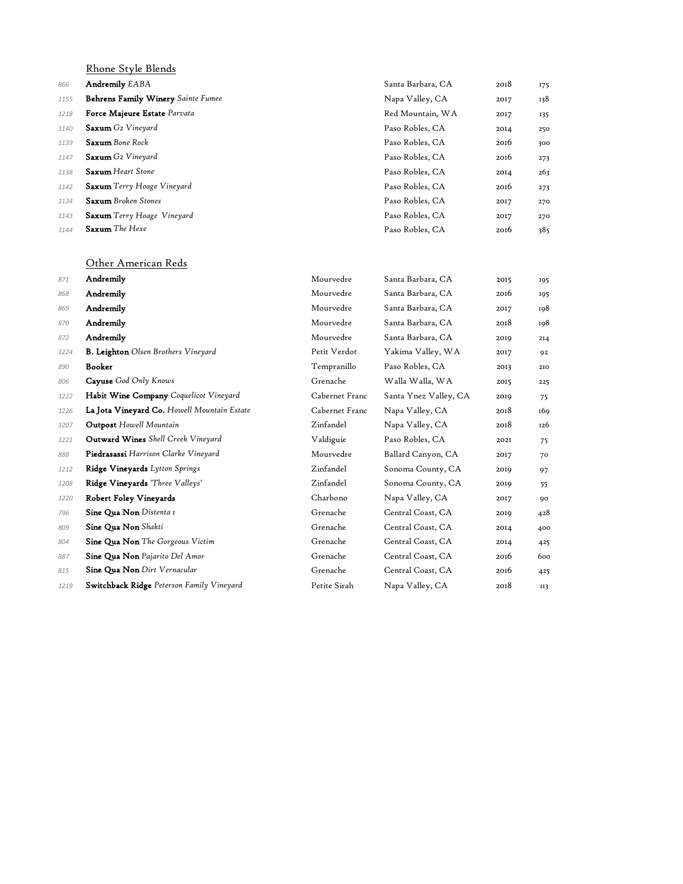## Rhone Style Blends

| | | | | |
|---|---|---|---|---|
| 866 | **Andremily** *EABA* | Santa Barbara, CA | 2018 | 175 |
| 1155 | **Behrens Family Winery** *Sainte Fumee* | Napa Valley, CA | 2017 | 138 |
| 1218 | **Force Majeure Estate** *Parvata* | Red Mountain, WA | 2017 | 135 |
| 1140 | **Saxum** *G2 Vineyard* | Paso Robles, CA | 2014 | 250 |
| 1139 | **Saxum** *Bone Rock* | Paso Robles, CA | 2016 | 300 |
| 1147 | **Saxum** *G2 Vineyard* | Paso Robles, CA | 2016 | 273 |
| 1138 | **Saxum** *Heart Stone* | Paso Robles, CA | 2014 | 263 |
| 1142 | **Saxum** *Terry Hoage Vineyard* | Paso Robles, CA | 2016 | 273 |
| 1134 | **Saxum** *Broken Stones* | Paso Robles, CA | 2017 | 270 |
| 1143 | **Saxum** *Terry Hoage Vineyard* | Paso Robles, CA | 2017 | 270 |
| 1144 | **Saxum** *The Hexe* | Paso Robles, CA | 2016 | 385 |

## Other American Reds

| | | | | | |
|---|---|---|---|---|---|
| 871 | **Andremily** | Mourvedre | Santa Barbara, CA | 2015 | 195 |
| 868 | **Andremily** | Mourvedre | Santa Barbara, CA | 2016 | 195 |
| 869 | **Andremily** | Mourvedre | Santa Barbara, CA | 2017 | 198 |
| 870 | **Andremily** | Mourvedre | Santa Barbara, CA | 2018 | 198 |
| 872 | **Andremily** | Mourvedre | Santa Barbara, CA | 2019 | 214 |
| 1224 | **B. Leighton** *Olsen Brothers Vineyard* | Petit Verdot | Yakima Valley, WA | 2017 | 92 |
| 890 | **Booker** | Tempranillo | Paso Robles, CA | 2013 | 210 |
| 806 | **Cayuse** *God Only Knows* | Grenache | Walla Walla, WA | 2015 | 225 |
| 1222 | **Habit Wine Company** *Coquelicot Vineyard* | Cabernet Franc | Santa Ynez Valley, CA | 2019 | 75 |
| 1226 | **La Jota Vineyard Co.** *Howell Mountain Estate* | Cabernet Franc | Napa Valley, CA | 2018 | 169 |
| 1207 | **Outpost** *Howell Mountain* | Zinfandel | Napa Valley, CA | 2018 | 126 |
| 1221 | **Outward Wines** *Shell Creek Vineyard* | Valdiguie | Paso Robles, CA | 2021 | 75 |
| 888 | **Piedrasassi** *Harrison Clarke Vineyard* | Mourvedre | Ballard Canyon, CA | 2017 | 70 |
| 1212 | **Ridge Vineyards** *Lytton Springs* | Zinfandel | Sonoma County, CA | 2019 | 97 |
| 1208 | **Ridge Vineyards** *'Three Valleys'* | Zinfandel | Sonoma County, CA | 2019 | 55 |
| 1220 | **Robert Foley Vineyards** | Charbono | Napa Valley, CA | 2017 | 90 |
| 796 | **Sine Qua Non** *Distenta I* | Grenache | Central Coast, CA | 2019 | 428 |
| 809 | **Sine Qua Non** *Shakti* | Grenache | Central Coast, CA | 2014 | 400 |
| 804 | **Sine Qua Non** *The Gorgeous Victim* | Grenache | Central Coast, CA | 2014 | 425 |
| 887 | **Sine Qua Non** *Pajarito Del Amor* | Grenache | Central Coast, CA | 2016 | 600 |
| 815 | **Sine Qua Non** *Dirt Vernacular* | Grenache | Central Coast, CA | 2016 | 425 |
| 1219 | **Switchback Ridge** *Peterson Family Vineyard* | Petite Sirah | Napa Valley, CA | 2018 | 113 |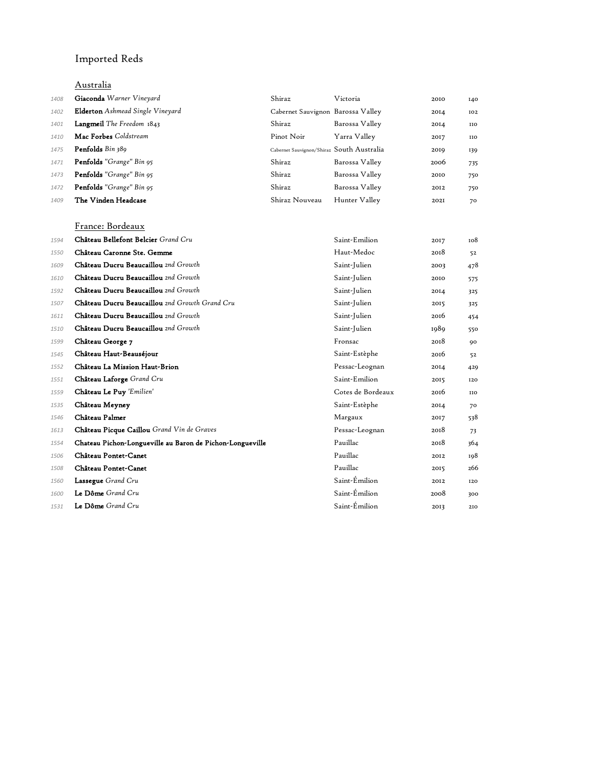# Imported Reds

## Australia

| | | | | | |
|---|---|---|---|---|---|
| 1408 | **Giaconda** *Warner Vineyard* | Shiraz | Victoria | 2010 | 140 |
| 1402 | **Elderton** *Ashmead Single Vineyard* | Cabernet Sauvignon | Barossa Valley | 2014 | 102 |
| 1401 | **Langmeil** *The Freedom 1843* | Shiraz | Barossa Valley | 2014 | 110 |
| 1410 | **Mac Forbes** *Coldstream* | Pinot Noir | Yarra Valley | 2017 | 110 |
| 1475 | **Penfolds** *Bin 389* | Cabernet Sauvignon/Shiraz | South Australia | 2019 | 139 |
| 1471 | **Penfolds** *"Grange" Bin 95* | Shiraz | Barossa Valley | 2006 | 735 |
| 1473 | **Penfolds** *"Grange" Bin 95* | Shiraz | Barossa Valley | 2010 | 750 |
| 1472 | **Penfolds** *"Grange" Bin 95* | Shiraz | Barossa Valley | 2012 | 750 |
| 1409 | **The Vinden Headcase** | Shiraz Nouveau | Hunter Valley | 2021 | 70 |

## France: Bordeaux

| | | | | |
|---|---|---|---|---|
| 1594 | **Château Bellefont Belcier** *Grand Cru* | Saint-Emilion | 2017 | 108 |
| 1550 | **Château Caronne Ste. Gemme** | Haut-Medoc | 2018 | 52 |
| 1609 | **Château Ducru Beaucaillou** *2nd Growth* | Saint-Julien | 2003 | 478 |
| 1610 | **Château Ducru Beaucaillou** *2nd Growth* | Saint-Julien | 2010 | 575 |
| 1592 | **Château Ducru Beaucaillou** *2nd Growth* | Saint-Julien | 2014 | 325 |
| 1507 | **Château Ducru Beaucaillou** *2nd Growth Grand Cru* | Saint-Julien | 2015 | 325 |
| 1611 | **Château Ducru Beaucaillou** *2nd Growth* | Saint-Julien | 2016 | 454 |
| 1510 | **Château Ducru Beaucaillou** *2nd Growth* | Saint-Julien | 1989 | 550 |
| 1599 | **Château George 7** | Fronsac | 2018 | 90 |
| 1545 | **Château Haut-Beauséjour** | Saint-Estèphe | 2016 | 52 |
| 1552 | **Château La Mission Haut-Brion** | Pessac-Leognan | 2014 | 429 |
| 1551 | **Château Laforge** *Grand Cru* | Saint-Emilion | 2015 | 120 |
| 1559 | **Château Le Puy** *'Emilien'* | Cotes de Bordeaux | 2016 | 110 |
| 1535 | **Château Meyney** | Saint-Estèphe | 2014 | 70 |
| 1546 | **Château Palmer** | Margaux | 2017 | 538 |
| 1613 | **Château Picque Caillou** *Grand Vin de Graves* | Pessac-Leognan | 2018 | 73 |
| 1554 | **Chateau Pichon-Longueville au Baron de Pichon-Longueville** | Pauillac | 2018 | 364 |
| 1506 | **Château Pontet-Canet** | Pauillac | 2012 | 198 |
| 1508 | **Château Pontet-Canet** | Pauillac | 2015 | 266 |
| 1560 | **Lassegue** *Grand Cru* | Saint-Émilion | 2012 | 120 |
| 1600 | **Le Dôme** *Grand Cru* | Saint-Émilion | 2008 | 300 |
| 1531 | **Le Dôme** *Grand Cru* | Saint-Émilion | 2013 | 210 |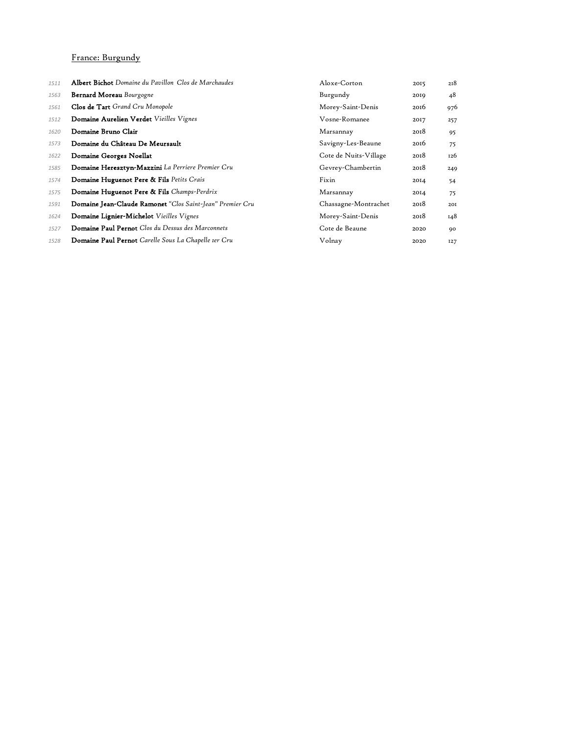## France: Burgundy

| | | | | |
|---|---|---|---|---|
| 1511 | **Albert Bichot** *Domaine du Pavillon Clos de Marchaudes* | Aloxe-Corton | 2015 | 218 |
| 1563 | **Bernard Moreau** *Bourgogne* | Burgundy | 2019 | 48 |
| 1561 | **Clos de Tart** *Grand Cru Monopole* | Morey-Saint-Denis | 2016 | 976 |
| 1512 | **Domaine Aurelien Verdet** *Vieilles Vignes* | Vosne-Romanee | 2017 | 257 |
| 1620 | **Domaine Bruno Clair** | Marsannay | 2018 | 95 |
| 1573 | **Domaine du Château De Meursault** | Savigny-Les-Beaune | 2016 | 75 |
| 1622 | **Domaine Georges Noellat** | Cote de Nuits-Village | 2018 | 126 |
| 1585 | **Domaine Heresztyn-Mazzini** *La Perriere Premier Cru* | Gevrey-Chambertin | 2018 | 249 |
| 1574 | **Domaine Huguenot Pere & Fils** *Petits Crais* | Fixin | 2014 | 54 |
| 1575 | **Domaine Huguenot Pere & Fils** *Champs-Perdrix* | Marsannay | 2014 | 75 |
| 1591 | **Domaine Jean-Claude Ramonet** *"Clos Saint-Jean" Premier Cru* | Chassagne-Montrachet | 2018 | 201 |
| 1624 | **Domaine Lignier-Michelot** *Vieilles Vignes* | Morey-Saint-Denis | 2018 | 148 |
| 1527 | **Domaine Paul Pernot** *Clos du Dessus des Marconnets* | Cote de Beaune | 2020 | 90 |
| 1528 | **Domaine Paul Pernot** *Carelle Sous La Chapelle 1er Cru* | Volnay | 2020 | 127 |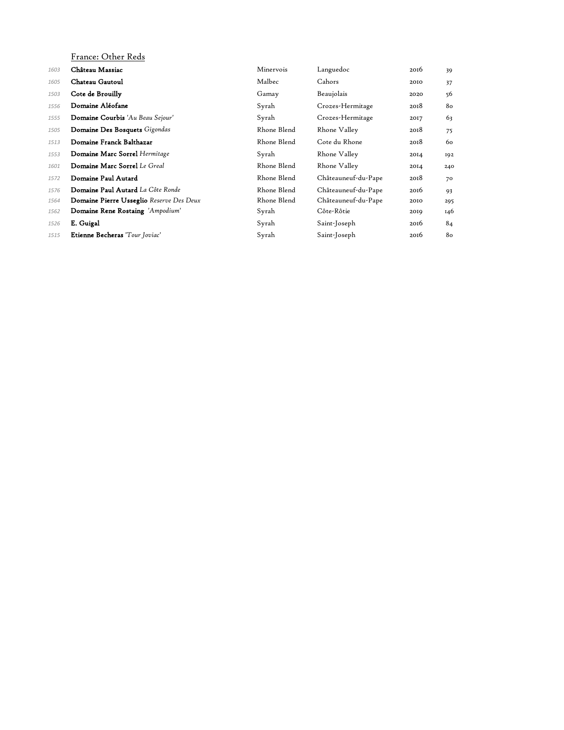## France: Other Reds

| | | | | | |
|---|---|---|---|---|---|
| *1603* | **Château Massiac** | Minervois | Languedoc | 2016 | 39 |
| *1605* | **Chateau Gautoul** | Malbec | Cahors | 2010 | 37 |
| *1503* | **Cote de Brouilly** | Gamay | Beaujolais | 2020 | 56 |
| *1556* | **Domaine Aléofane** | Syrah | Crozes-Hermitage | 2018 | 80 |
| *1555* | **Domaine Courbis** *'Au Beau Sejour'* | Syrah | Crozes-Hermitage | 2017 | 63 |
| *1505* | **Domaine Des Bosquets** *Gigondas* | Rhone Blend | Rhone Valley | 2018 | 75 |
| *1513* | **Domaine Franck Balthazar** | Rhone Blend | Cote du Rhone | 2018 | 60 |
| *1553* | **Domaine Marc Sorrel** *Hermitage* | Syrah | Rhone Valley | 2014 | 192 |
| *1601* | **Domaine Marc Sorrel** *Le Greal* | Rhone Blend | Rhone Valley | 2014 | 240 |
| *1572* | **Domaine Paul Autard** | Rhone Blend | Châteauneuf-du-Pape | 2018 | 70 |
| *1576* | **Domaine Paul Autard** *La Côte Ronde* | Rhone Blend | Châteauneuf-du-Pape | 2016 | 93 |
| *1564* | **Domaine Pierre Usseglio** *Reserve Des Deux* | Rhone Blend | Châteauneuf-du-Pape | 2010 | 295 |
| *1562* | **Domaine Rene Rostaing** *'Ampodium'* | Syrah | Côte-Rôtie | 2019 | 146 |
| *1526* | **E. Guigal** | Syrah | Saint-Joseph | 2016 | 84 |
| *1515* | **Etienne Becheras** *'Tour Joviac'* | Syrah | Saint-Joseph | 2016 | 80 |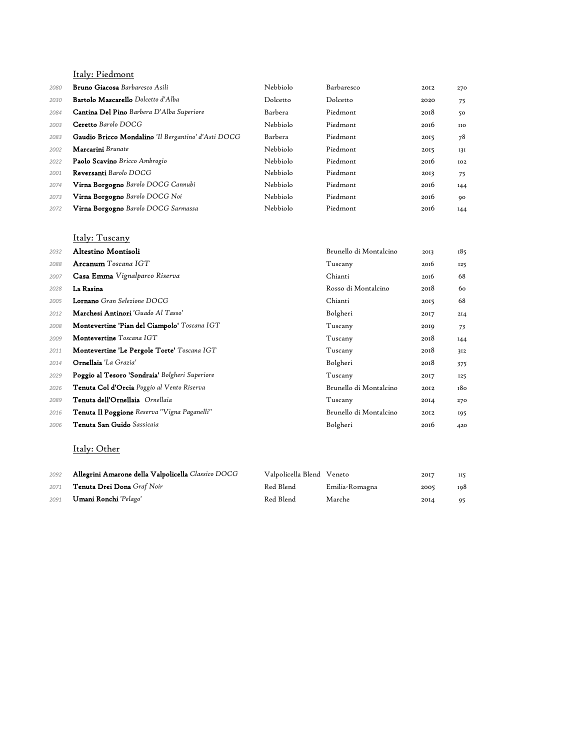## Italy: Piedmont

| | | | | | |
|---|---|---|---|---|---|
| 2080 | **Bruno Giacosa** *Barbaresco Asili* | Nebbiolo | Barbaresco | 2012 | 270 |
| 2030 | **Bartolo Mascarello** *Dolcetto d'Alba* | Dolcetto | Dolcetto | 2020 | 75 |
| 2084 | **Cantina Del Pino** *Barbera D'Alba Superiore* | Barbera | Piedmont | 2018 | 50 |
| 2003 | **Ceretto** *Barolo DOCG* | Nebbiolo | Piedmont | 2016 | 110 |
| 2083 | **Gaudio Bricco Mondalino** *'Il Bergantino' d'Asti DOCG* | Barbera | Piedmont | 2015 | 78 |
| 2002 | **Marcarini** *Brunate* | Nebbiolo | Piedmont | 2015 | 131 |
| 2022 | **Paolo Scavino** *Bricco Ambrogio* | Nebbiolo | Piedmont | 2016 | 102 |
| 2001 | **Reversanti** *Barolo DOCG* | Nebbiolo | Piedmont | 2013 | 75 |
| 2074 | **Virna Borgogno** *Barolo DOCG Cannubi* | Nebbiolo | Piedmont | 2016 | 144 |
| 2073 | **Virna Borgogno** *Barolo DOCG Noi* | Nebbiolo | Piedmont | 2016 | 90 |
| 2072 | **Virna Borgogno** *Barolo DOCG Sarmassa* | Nebbiolo | Piedmont | 2016 | 144 |

## Italy: Tuscany

| | | | | | |
|---|---|---|---|---|---|
| 2032 | **Altestino Montisoli** | | Brunello di Montalcino | 2013 | 185 |
| 2088 | **Arcanum** *Toscana IGT* | | Tuscany | 2016 | 125 |
| 2007 | **Casa Emma** *Vignalparco Riserva* | | Chianti | 2016 | 68 |
| 2028 | **La Rasina** | | Rosso di Montalcino | 2018 | 60 |
| 2005 | **Lornano** *Gran Selezione DOCG* | | Chianti | 2015 | 68 |
| 2012 | **Marchesi Antinori** *'Guado Al Tasso'* | | Bolgheri | 2017 | 214 |
| 2008 | **Montevertine 'Pian del Ciampolo'** *Toscana IGT* | | Tuscany | 2019 | 73 |
| 2009 | **Montevertine** *Toscana IGT* | | Tuscany | 2018 | 144 |
| 2011 | **Montevertine 'Le Pergole Torte'** *Toscana IGT* | | Tuscany | 2018 | 312 |
| 2014 | **Ornellaia** *'La Grazia'* | | Bolgheri | 2018 | 375 |
| 2029 | **Poggio al Tesoro 'Sondraia'** *Bolgheri Superiore* | | Tuscany | 2017 | 125 |
| 2026 | **Tenuta Col d'Orcia** *Poggio al Vento Riserva* | | Brunello di Montalcino | 2012 | 180 |
| 2089 | **Tenuta dell'Ornellaia** *Ornellaia* | | Tuscany | 2014 | 270 |
| 2016 | **Tenuta Il Poggione** *Reserva "Vigna Paganelli"* | | Brunello di Montalcino | 2012 | 195 |
| 2006 | **Tenuta San Guido** *Sassicaia* | | Bolgheri | 2016 | 420 |

## Italy: Other

| | | | | | |
|---|---|---|---|---|---|
| 2092 | **Allegrini Amarone della Valpolicella** *Classico DOCG* | Valpolicella Blend | Veneto | 2017 | 115 |
| 2071 | **Tenuta Drei Dona** *Graf Noir* | Red Blend | Emilia-Romagna | 2005 | 198 |
| 2091 | **Umani Ronchi** *'Pelago'* | Red Blend | Marche | 2014 | 95 |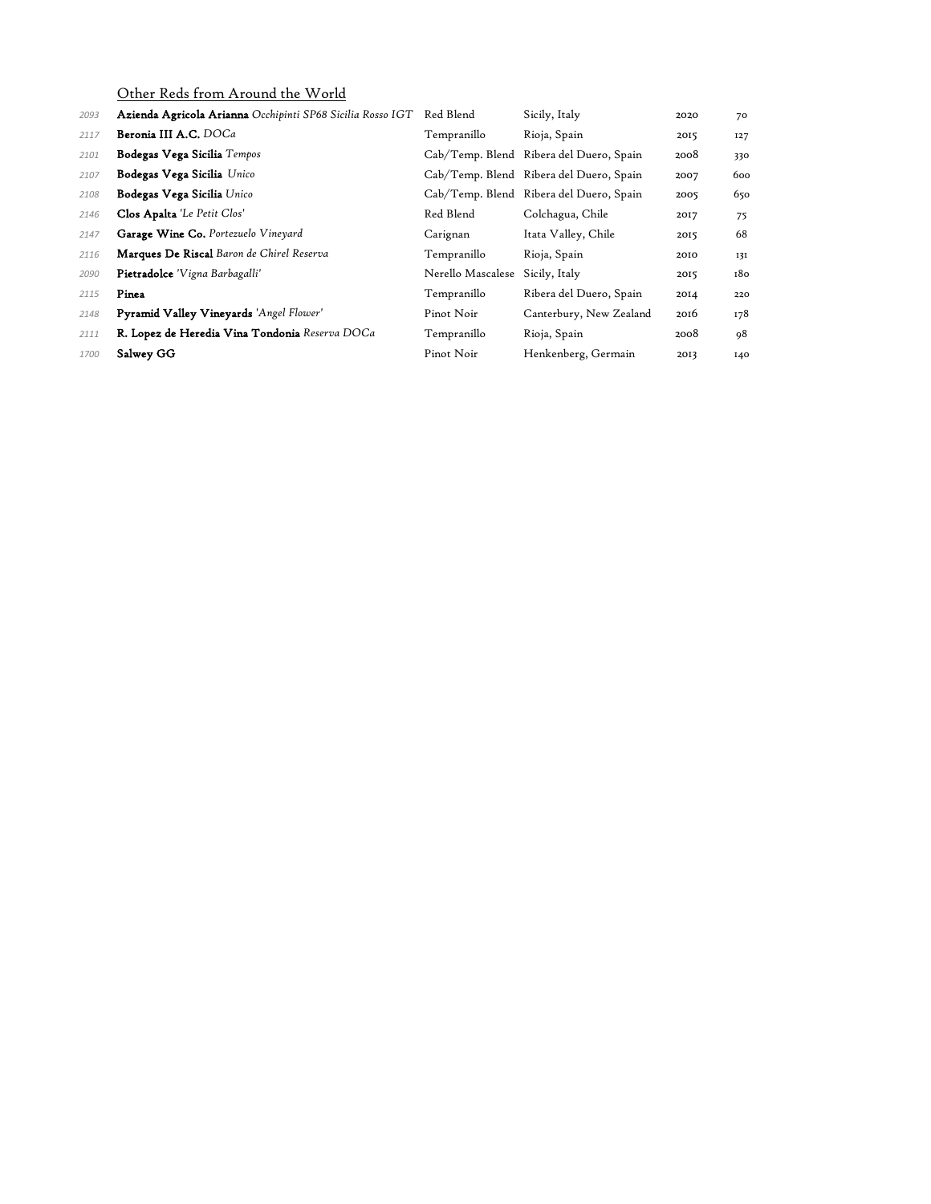## Other Reds from Around the World

| | | | | | |
|---|---|---|---|---|---|
| *2093* | **Azienda Agricola Arianna** *Occhipinti SP68 Sicilia Rosso IGT* | Red Blend | Sicily, Italy | 2020 | 70 |
| *2117* | **Beronia III A.C.** *DOCa* | Tempranillo | Rioja, Spain | 2015 | 127 |
| *2101* | **Bodegas Vega Sicilia** *Tempos* | Cab/Temp. Blend | Ribera del Duero, Spain | 2008 | 330 |
| *2107* | **Bodegas Vega Sicilia** *Unico* | Cab/Temp. Blend | Ribera del Duero, Spain | 2007 | 600 |
| *2108* | **Bodegas Vega Sicilia** *Unico* | Cab/Temp. Blend | Ribera del Duero, Spain | 2005 | 650 |
| *2146* | **Clos Apalta** *'Le Petit Clos'* | Red Blend | Colchagua, Chile | 2017 | 75 |
| *2147* | **Garage Wine Co.** *Portezuelo Vineyard* | Carignan | Itata Valley, Chile | 2015 | 68 |
| *2116* | **Marques De Riscal** *Baron de Chirel Reserva* | Tempranillo | Rioja, Spain | 2010 | 131 |
| *2090* | **Pietradolce** *'Vigna Barbagalli'* | Nerello Mascalese | Sicily, Italy | 2015 | 180 |
| *2115* | **Pinea** | Tempranillo | Ribera del Duero, Spain | 2014 | 220 |
| *2148* | **Pyramid Valley Vineyards** *'Angel Flower'* | Pinot Noir | Canterbury, New Zealand | 2016 | 178 |
| *2111* | **R. Lopez de Heredia Vina Tondonia** *Reserva DOCa* | Tempranillo | Rioja, Spain | 2008 | 98 |
| *1700* | **Salwey GG** | Pinot Noir | Henkenberg, Germain | 2013 | 140 |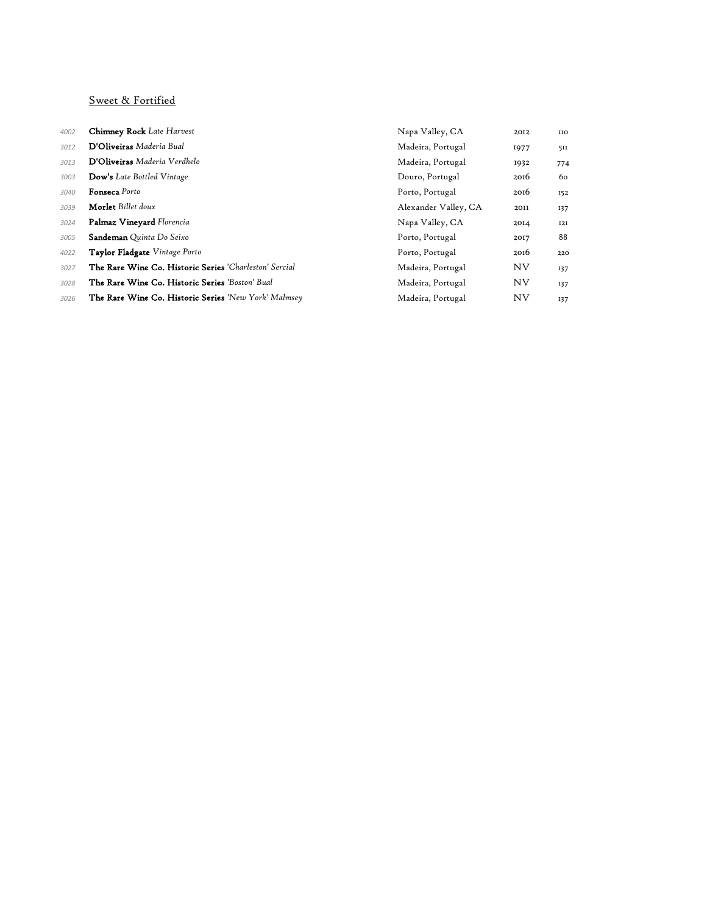## Sweet & Fortified

| | | | | |
|---|---|---|---|---|
| *4002* | **Chimney Rock** *Late Harvest* | Napa Valley, CA | 2012 | 110 |
| *3012* | **D'Oliveiras** *Maderia Bual* | Madeira, Portugal | 1977 | 511 |
| *3013* | **D'Oliveiras** *Maderia Verdhelo* | Madeira, Portugal | 1932 | 774 |
| *3003* | **Dow's** *Late Bottled Vintage* | Douro, Portugal | 2016 | 60 |
| *3040* | **Fonseca** *Porto* | Porto, Portugal | 2016 | 152 |
| *3039* | **Morlet** *Billet doux* | Alexander Valley, CA | 2011 | 137 |
| *3024* | **Palmaz Vineyard** *Florencia* | Napa Valley, CA | 2014 | 121 |
| *3005* | **Sandeman** *Quinta Do Seixo* | Porto, Portugal | 2017 | 88 |
| *4022* | **Taylor Fladgate** *Vintage Porto* | Porto, Portugal | 2016 | 220 |
| *3027* | **The Rare Wine Co. Historic Series** *'Charleston' Sercial* | Madeira, Portugal | NV | 137 |
| *3028* | **The Rare Wine Co. Historic Series** *'Boston' Bual* | Madeira, Portugal | NV | 137 |
| *3026* | **The Rare Wine Co. Historic Series** *'New York' Malmsey* | Madeira, Portugal | NV | 137 |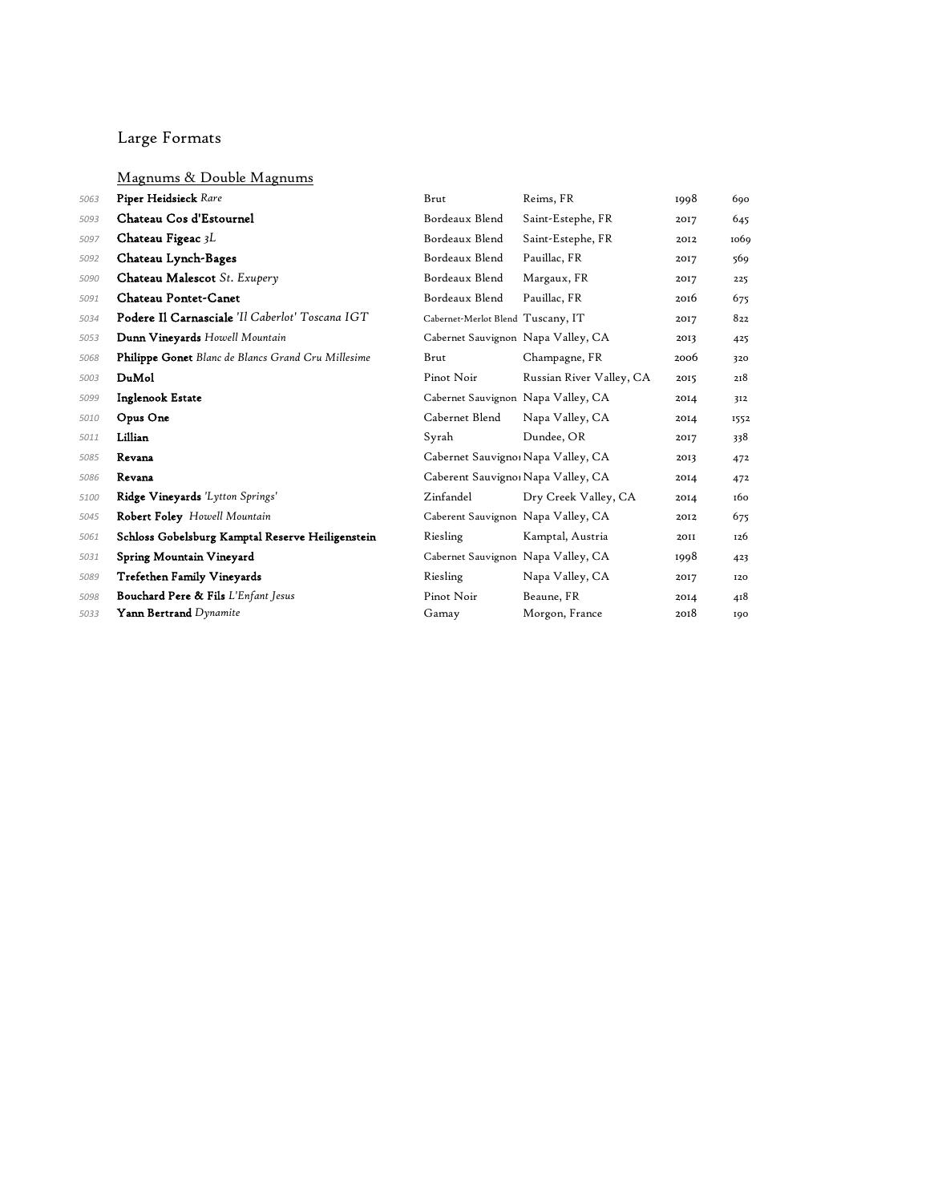# Large Formats

## Magnums & Double Magnums

| | | | | | |
|---|---|---|---|---|---|
| 5063 | **Piper Heidsieck** *Rare* | Brut | Reims, FR | 1998 | 690 |
| 5093 | **Chateau Cos d'Estournel** | Bordeaux Blend | Saint-Estephe, FR | 2017 | 645 |
| 5097 | **Chateau Figeac** *3L* | Bordeaux Blend | Saint-Estephe, FR | 2012 | 1069 |
| 5092 | **Chateau Lynch-Bages** | Bordeaux Blend | Pauillac, FR | 2017 | 569 |
| 5090 | **Chateau Malescot** *St. Exupery* | Bordeaux Blend | Margaux, FR | 2017 | 225 |
| 5091 | **Chateau Pontet-Canet** | Bordeaux Blend | Pauillac, FR | 2016 | 675 |
| 5034 | **Podere Il Carnasciale** *'Il Caberlot' Toscana IGT* | Cabernet-Merlot Blend | Tuscany, IT | 2017 | 822 |
| 5053 | **Dunn Vineyards** *Howell Mountain* | Cabernet Sauvignon | Napa Valley, CA | 2013 | 425 |
| 5068 | **Philippe Gonet** *Blanc de Blancs Grand Cru Millesime* | Brut | Champagne, FR | 2006 | 320 |
| 5003 | **DuMol** | Pinot Noir | Russian River Valley, CA | 2015 | 218 |
| 5099 | **Inglenook Estate** | Cabernet Sauvignon | Napa Valley, CA | 2014 | 312 |
| 5010 | **Opus One** | Cabernet Blend | Napa Valley, CA | 2014 | 1552 |
| 5011 | **Lillian** | Syrah | Dundee, OR | 2017 | 338 |
| 5085 | **Revana** | Cabernet Sauvignon | Napa Valley, CA | 2013 | 472 |
| 5086 | **Revana** | Caberent Sauvignon | Napa Valley, CA | 2014 | 472 |
| 5100 | **Ridge Vineyards** *'Lytton Springs'* | Zinfandel | Dry Creek Valley, CA | 2014 | 160 |
| 5045 | **Robert Foley** *Howell Mountain* | Caberent Sauvignon | Napa Valley, CA | 2012 | 675 |
| 5061 | **Schloss Gobelsburg Kamptal Reserve Heiligenstein** | Riesling | Kamptal, Austria | 2011 | 126 |
| 5031 | **Spring Mountain Vineyard** | Cabernet Sauvignon | Napa Valley, CA | 1998 | 423 |
| 5089 | **Trefethen Family Vineyards** | Riesling | Napa Valley, CA | 2017 | 120 |
| 5098 | **Bouchard Pere & Fils** *L'Enfant Jesus* | Pinot Noir | Beaune, FR | 2014 | 418 |
| 5033 | **Yann Bertrand** *Dynamite* | Gamay | Morgon, France | 2018 | 190 |